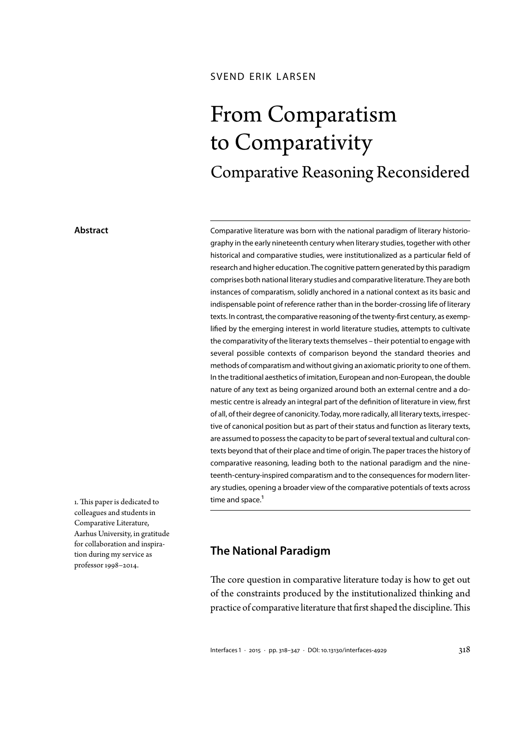SVEND ERIK LARSEN

# From Comparatism to Comparativity

## Comparative Reasoning Reconsidered

**Abstract**

Comparative literature was born with the national paradigm of literary historiography in the early nineteenth century when literary studies, together with other historical and comparative studies, were institutionalized as a particular field of research and higher education. The cognitive pattern generated by this paradigm comprises both national literary studies and comparative literature. They are both instances of comparatism, solidly anchored in a national context as its basic and indispensable point of reference rather than in the border-crossing life of literary texts. In contrast, the comparative reasoning of the twenty-first century, as exemplified by the emerging interest in world literature studies, attempts to cultivate the comparativity of the literary texts themselves – their potential to engage with several possible contexts of comparison beyond the standard theories and methods of comparatism and without giving an axiomatic priority to one of them. In the traditional aesthetics of imitation, European and non-European, the double nature of any text as being organized around both an external centre and a domestic centre is already an integral part of the definition of literature in view, first of all, of their degree of canonicity. Today, more radically, all literary texts, irrespective of canonical position but as part of their status and function as literary texts, are assumed to possess the capacity to be part of several textual and cultural contexts beyond that of their place and time of origin. The paper traces the history of comparative reasoning, leading both to the national paradigm and the nineteenth-century-inspired comparatism and to the consequences for modern literary studies, opening a broader view of the comparative potentials of texts across time and space.[1]

[1] This paper is dedicated to colleagues and students in Comparative Literature, Aarhus University, in gratitude for collaboration and inspiration during my service as professor 1998–2014.

## The National Paradigm

The core question in comparative literature today is how to get out of the constraints produced by the institutionalized thinking and practice of comparative literature that first shaped the discipline. This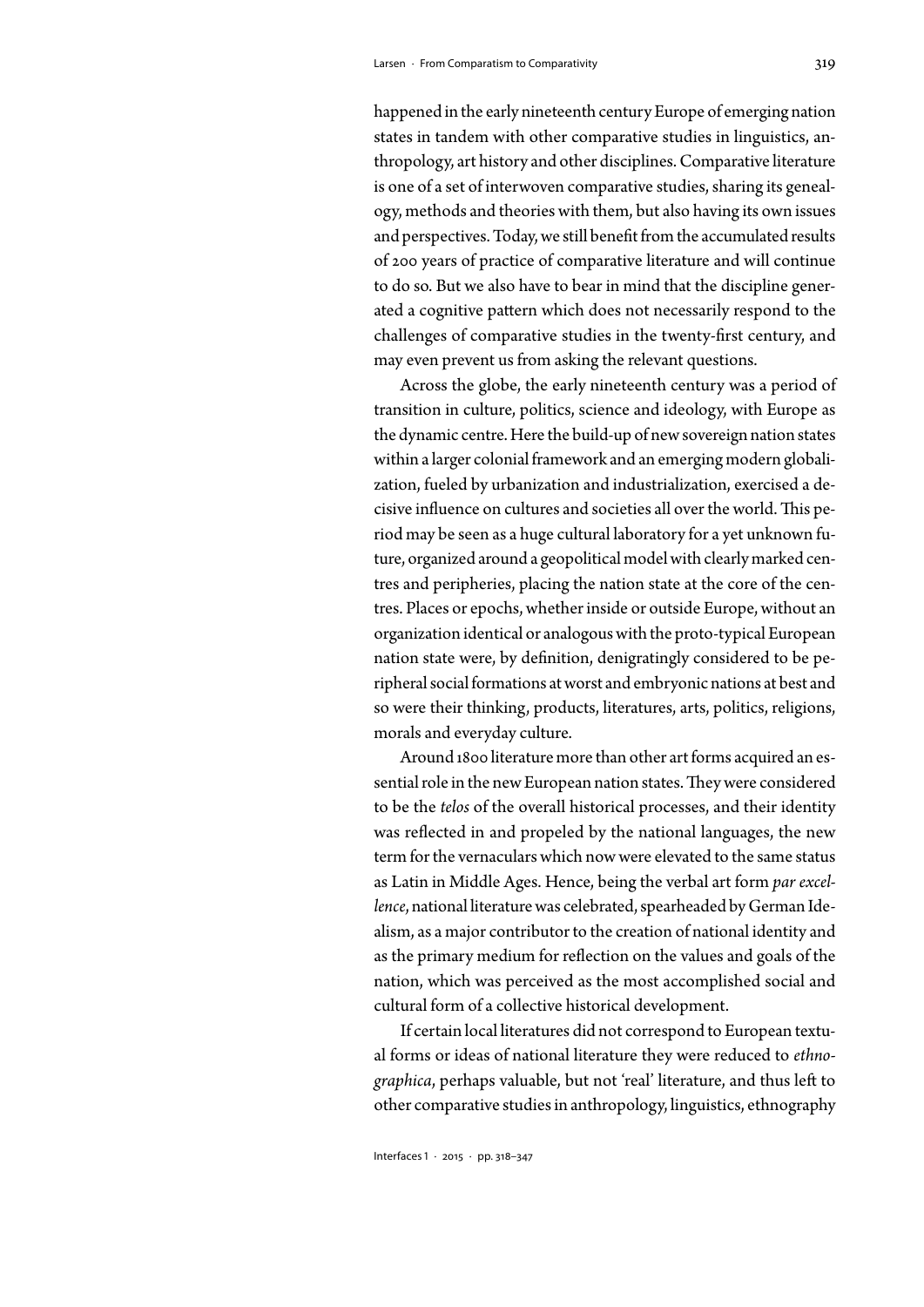happened in the early nineteenth century Europe of emerging nation states in tandem with other comparative studies in linguistics, anthropology, art history and other disciplines. Comparative literature is one of a set of interwoven comparative studies, sharing its genealogy, methods and theories with them, but also having its own issues and perspectives. Today, we still benefit from the accumulated results of 200 years of practice of comparative literature and will continue to do so. But we also have to bear in mind that the discipline generated a cognitive pattern which does not necessarily respond to the challenges of comparative studies in the twenty-first century, and may even prevent us from asking the relevant questions.

Across the globe, the early nineteenth century was a period of transition in culture, politics, science and ideology, with Europe as the dynamic centre. Here the build-up of new sovereign nation states within a larger colonial framework and an emerging modern globalization, fueled by urbanization and industrialization, exercised a decisive influence on cultures and societies all over the world. This period may be seen as a huge cultural laboratory for a yet unknown future, organized around a geopolitical model with clearly marked centres and peripheries, placing the nation state at the core of the centres. Places or epochs, whether inside or outside Europe, without an organization identical or analogous with the proto-typical European nation state were, by definition, denigratingly considered to be peripheral social formations at worst and embryonic nations at best and so were their thinking, products, literatures, arts, politics, religions, morals and everyday culture.

Around 1800 literature more than other art forms acquired an essential role in the new European nation states. They were considered to be the *telos* of the overall historical processes, and their identity was reflected in and propeled by the national languages, the new term for the vernaculars which now were elevated to the same status as Latin in Middle Ages. Hence, being the verbal art form *par excellence*, national literature was celebrated, spearheaded by German Idealism, as a major contributor to the creation of national identity and as the primary medium for reflection on the values and goals of the nation, which was perceived as the most accomplished social and cultural form of a collective historical development.

If certain local literatures did not correspond to European textual forms or ideas of national literature they were reduced to *ethnographica*, perhaps valuable, but not 'real' literature, and thus left to other comparative studies in anthropology, linguistics, ethnography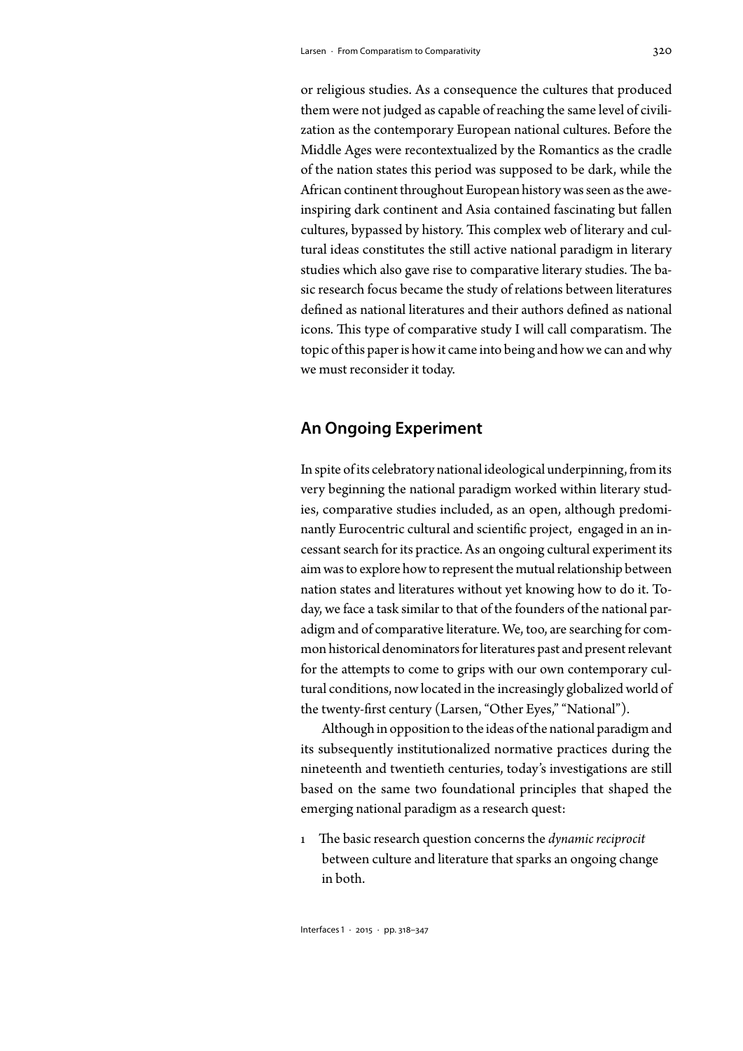or religious studies. As a consequence the cultures that produced them were not judged as capable of reaching the same level of civilization as the contemporary European national cultures. Before the Middle Ages were recontextualized by the Romantics as the cradle of the nation states this period was supposed to be dark, while the African continent throughout European history was seen as the awe-inspiring dark continent and Asia contained fascinating but fallen cultures, bypassed by history. This complex web of literary and cultural ideas constitutes the still active national paradigm in literary studies which also gave rise to comparative literary studies. The basic research focus became the study of relations between literatures defined as national literatures and their authors defined as national icons. This type of comparative study I will call comparatism. The topic of this paper is how it came into being and how we can and why we must reconsider it today.

## An Ongoing Experiment

In spite of its celebratory national ideological underpinning, from its very beginning the national paradigm worked within literary studies, comparative studies included, as an open, although predominantly Eurocentric cultural and scientific project, engaged in an incessant search for its practice. As an ongoing cultural experiment its aim was to explore how to represent the mutual relationship between nation states and literatures without yet knowing how to do it. Today, we face a task similar to that of the founders of the national paradigm and of comparative literature. We, too, are searching for common historical denominators for literatures past and present relevant for the attempts to come to grips with our own contemporary cultural conditions, now located in the increasingly globalized world of the twenty-first century (Larsen, "Other Eyes," "National").

Although in opposition to the ideas of the national paradigm and its subsequently institutionalized normative practices during the nineteenth and twentieth centuries, today's investigations are still based on the same two foundational principles that shaped the emerging national paradigm as a research quest:

1. The basic research question concerns the *dynamic reciprocit* between culture and literature that sparks an ongoing change in both.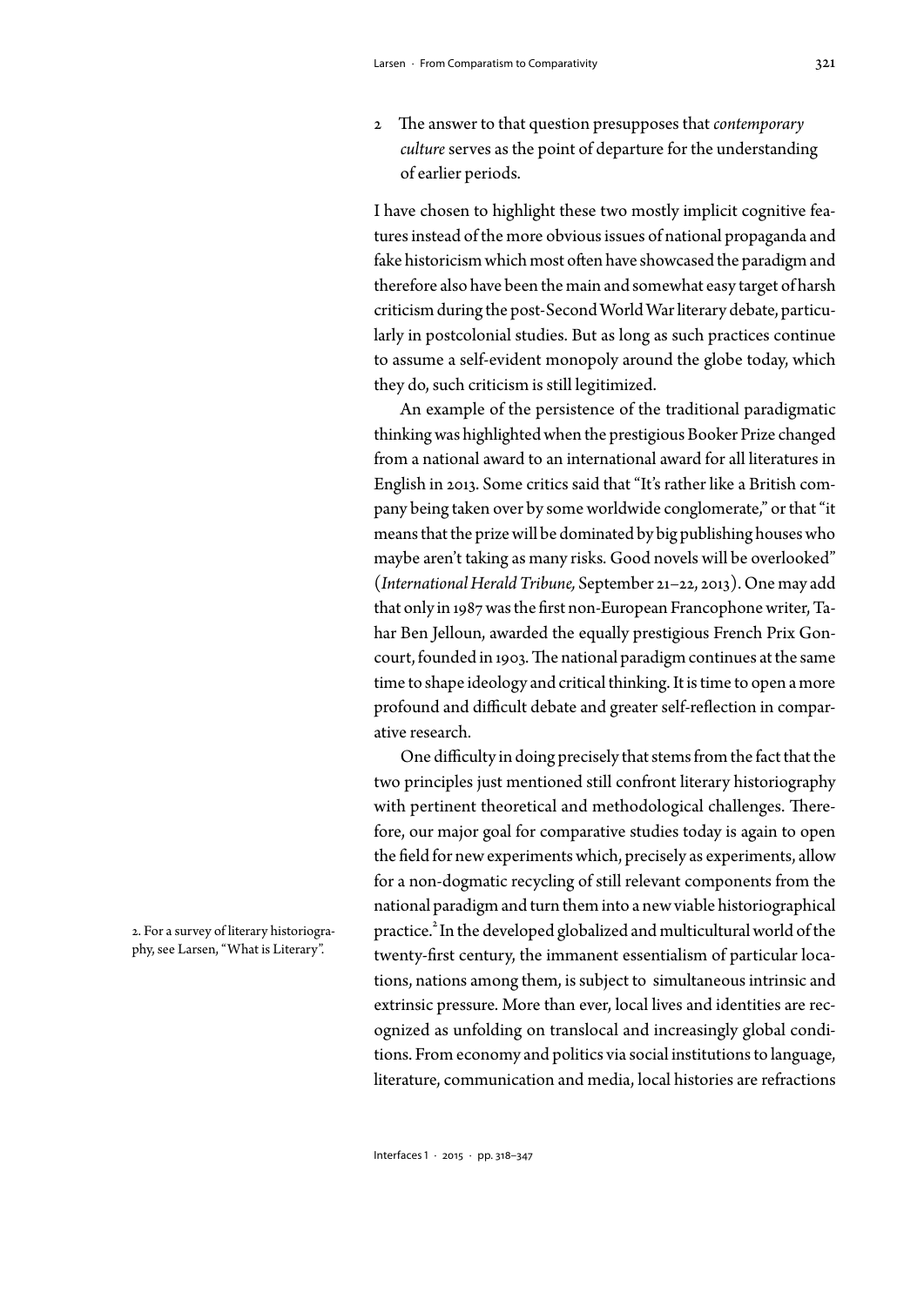2. The answer to that question presupposes that *contemporary culture* serves as the point of departure for the understanding of earlier periods.

I have chosen to highlight these two mostly implicit cognitive features instead of the more obvious issues of national propaganda and fake historicism which most often have showcased the paradigm and therefore also have been the main and somewhat easy target of harsh criticism during the post-Second World War literary debate, particularly in postcolonial studies. But as long as such practices continue to assume a self-evident monopoly around the globe today, which they do, such criticism is still legitimized.

An example of the persistence of the traditional paradigmatic thinking was highlighted when the prestigious Booker Prize changed from a national award to an international award for all literatures in English in 2013. Some critics said that "It's rather like a British company being taken over by some worldwide conglomerate," or that "it means that the prize will be dominated by big publishing houses who maybe aren't taking as many risks. Good novels will be overlooked" (*International Herald Tribune,* September 21–22, 2013). One may add that only in 1987 was the first non-European Francophone writer, Tahar Ben Jelloun, awarded the equally prestigious French Prix Goncourt, founded in 1903. The national paradigm continues at the same time to shape ideology and critical thinking. It is time to open a more profound and difficult debate and greater self-reflection in comparative research.

One difficulty in doing precisely that stems from the fact that the two principles just mentioned still confront literary historiography with pertinent theoretical and methodological challenges. Therefore, our major goal for comparative studies today is again to open the field for new experiments which, precisely as experiments, allow for a non-dogmatic recycling of still relevant components from the national paradigm and turn them into a new viable historiographical practice.[2] In the developed globalized and multicultural world of the twenty-first century, the immanent essentialism of particular locations, nations among them, is subject to simultaneous intrinsic and extrinsic pressure. More than ever, local lives and identities are recognized as unfolding on translocal and increasingly global conditions. From economy and politics via social institutions to language, literature, communication and media, local histories are refractions

2. For a survey of literary historiography, see Larsen, "What is Literary".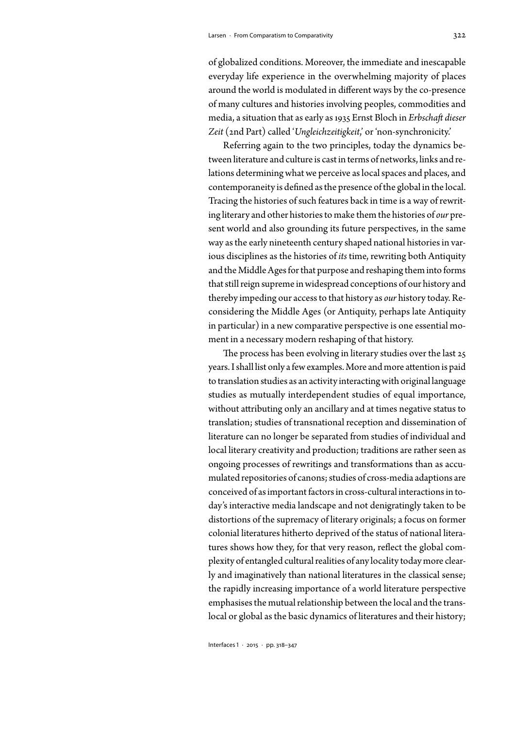of globalized conditions. Moreover, the immediate and inescapable everyday life experience in the overwhelming majority of places around the world is modulated in different ways by the co-presence of many cultures and histories involving peoples, commodities and media, a situation that as early as 1935 Ernst Bloch in *Erbschaft dieser Zeit* (2nd Part) called '*Ungleichzeitigkeit*,' or 'non-synchronicity.'

Referring again to the two principles, today the dynamics between literature and culture is cast in terms of networks, links and relations determining what we perceive as local spaces and places, and contemporaneity is defined as the presence of the global in the local. Tracing the histories of such features back in time is a way of rewriting literary and other histories to make them the histories of *our* present world and also grounding its future perspectives, in the same way as the early nineteenth century shaped national histories in various disciplines as the histories of *its* time, rewriting both Antiquity and the Middle Ages for that purpose and reshaping them into forms that still reign supreme in widespread conceptions of our history and thereby impeding our access to that history as *our* history today. Reconsidering the Middle Ages (or Antiquity, perhaps late Antiquity in particular) in a new comparative perspective is one essential moment in a necessary modern reshaping of that history.

The process has been evolving in literary studies over the last 25 years. I shall list only a few examples. More and more attention is paid to translation studies as an activity interacting with original language studies as mutually interdependent studies of equal importance, without attributing only an ancillary and at times negative status to translation; studies of transnational reception and dissemination of literature can no longer be separated from studies of individual and local literary creativity and production; traditions are rather seen as ongoing processes of rewritings and transformations than as accumulated repositories of canons; studies of cross-media adaptions are conceived of as important factors in cross-cultural interactions in today's interactive media landscape and not denigratingly taken to be distortions of the supremacy of literary originals; a focus on former colonial literatures hitherto deprived of the status of national literatures shows how they, for that very reason, reflect the global complexity of entangled cultural realities of any locality today more clearly and imaginatively than national literatures in the classical sense; the rapidly increasing importance of a world literature perspective emphasises the mutual relationship between the local and the translocal or global as the basic dynamics of literatures and their history;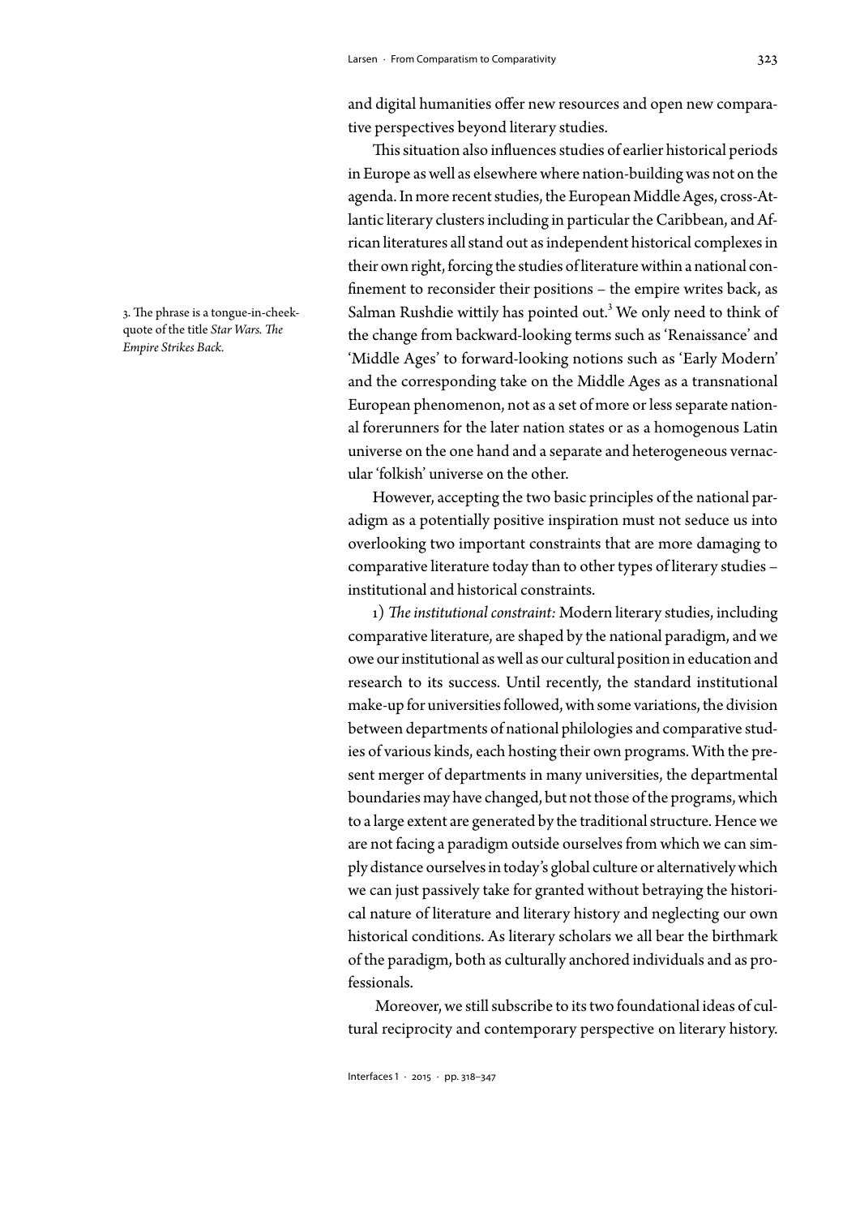and digital humanities offer new resources and open new comparative perspectives beyond literary studies.

This situation also influences studies of earlier historical periods in Europe as well as elsewhere where nation-building was not on the agenda. In more recent studies, the European Middle Ages, cross-Atlantic literary clusters including in particular the Caribbean, and African literatures all stand out as independent historical complexes in their own right, forcing the studies of literature within a national confinement to reconsider their positions – the empire writes back, as Salman Rushdie wittily has pointed out.[3] We only need to think of the change from backward-looking terms such as 'Renaissance' and 'Middle Ages' to forward-looking notions such as 'Early Modern' and the corresponding take on the Middle Ages as a transnational European phenomenon, not as a set of more or less separate national forerunners for the later nation states or as a homogenous Latin universe on the one hand and a separate and heterogeneous vernacular 'folkish' universe on the other.

However, accepting the two basic principles of the national paradigm as a potentially positive inspiration must not seduce us into overlooking two important constraints that are more damaging to comparative literature today than to other types of literary studies – institutional and historical constraints.

1) *The institutional constraint:* Modern literary studies, including comparative literature, are shaped by the national paradigm, and we owe our institutional as well as our cultural position in education and research to its success. Until recently, the standard institutional make-up for universities followed, with some variations, the division between departments of national philologies and comparative studies of various kinds, each hosting their own programs. With the present merger of departments in many universities, the departmental boundaries may have changed, but not those of the programs, which to a large extent are generated by the traditional structure. Hence we are not facing a paradigm outside ourselves from which we can simply distance ourselves in today's global culture or alternatively which we can just passively take for granted without betraying the historical nature of literature and literary history and neglecting our own historical conditions. As literary scholars we all bear the birthmark of the paradigm, both as culturally anchored individuals and as professionals.

Moreover, we still subscribe to its two foundational ideas of cultural reciprocity and contemporary perspective on literary history.

3. The phrase is a tongue-in-cheek-quote of the title *Star Wars. The Empire Strikes Back.*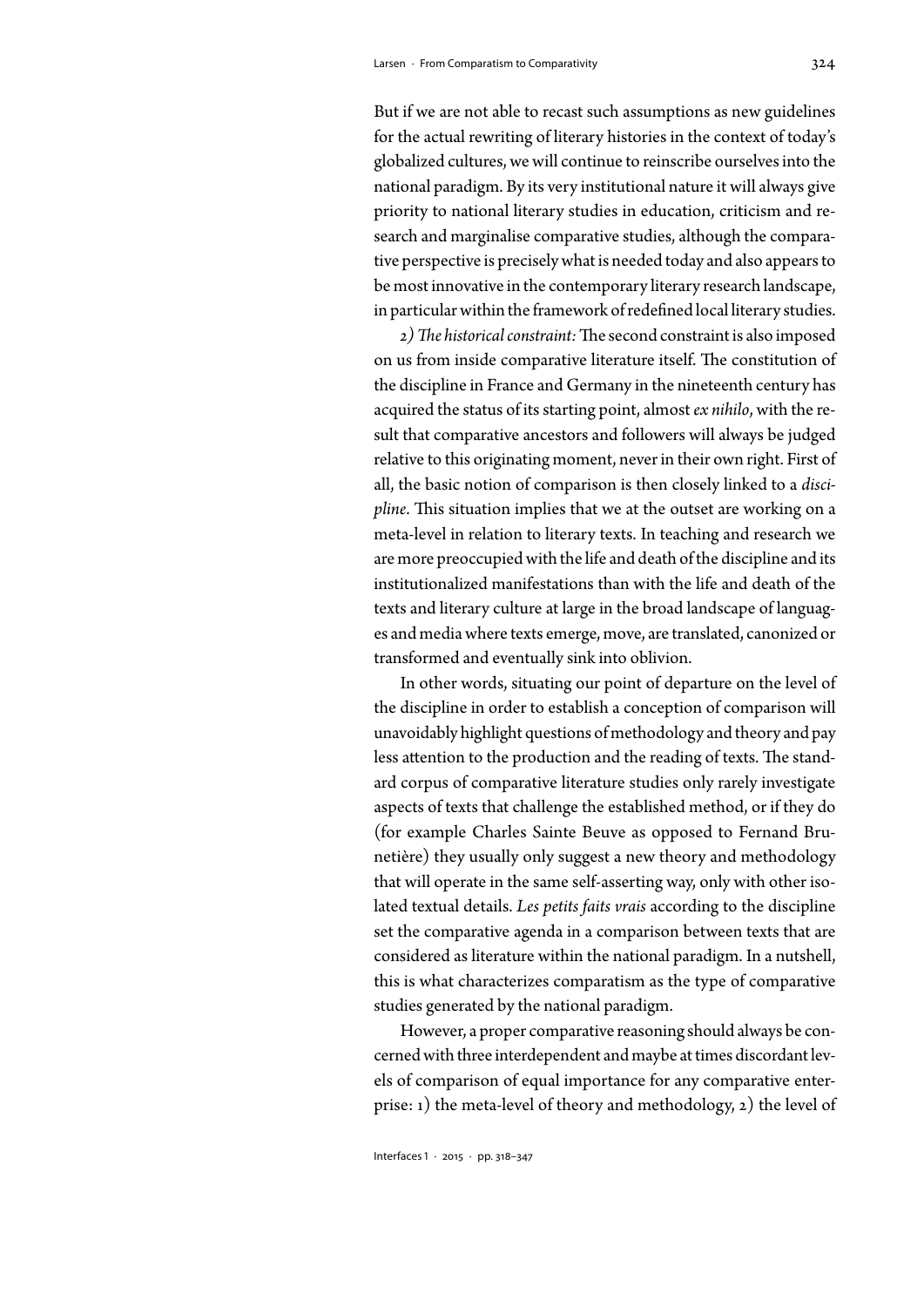But if we are not able to recast such assumptions as new guidelines for the actual rewriting of literary histories in the context of today's globalized cultures, we will continue to reinscribe ourselves into the national paradigm. By its very institutional nature it will always give priority to national literary studies in education, criticism and research and marginalise comparative studies, although the comparative perspective is precisely what is needed today and also appears to be most innovative in the contemporary literary research landscape, in particular within the framework of redefined local literary studies.

*2) The historical constraint:* The second constraint is also imposed on us from inside comparative literature itself. The constitution of the discipline in France and Germany in the nineteenth century has acquired the status of its starting point, almost *ex nihilo*, with the result that comparative ancestors and followers will always be judged relative to this originating moment, never in their own right. First of all, the basic notion of comparison is then closely linked to a *discipline*. This situation implies that we at the outset are working on a meta-level in relation to literary texts. In teaching and research we are more preoccupied with the life and death of the discipline and its institutionalized manifestations than with the life and death of the texts and literary culture at large in the broad landscape of languages and media where texts emerge, move, are translated, canonized or transformed and eventually sink into oblivion.

In other words, situating our point of departure on the level of the discipline in order to establish a conception of comparison will unavoidably highlight questions of methodology and theory and pay less attention to the production and the reading of texts. The standard corpus of comparative literature studies only rarely investigate aspects of texts that challenge the established method, or if they do (for example Charles Sainte Beuve as opposed to Fernand Brunetière) they usually only suggest a new theory and methodology that will operate in the same self-asserting way, only with other isolated textual details. *Les petits faits vrais* according to the discipline set the comparative agenda in a comparison between texts that are considered as literature within the national paradigm. In a nutshell, this is what characterizes comparatism as the type of comparative studies generated by the national paradigm.

However, a proper comparative reasoning should always be concerned with three interdependent and maybe at times discordant levels of comparison of equal importance for any comparative enterprise: 1) the meta-level of theory and methodology, 2) the level of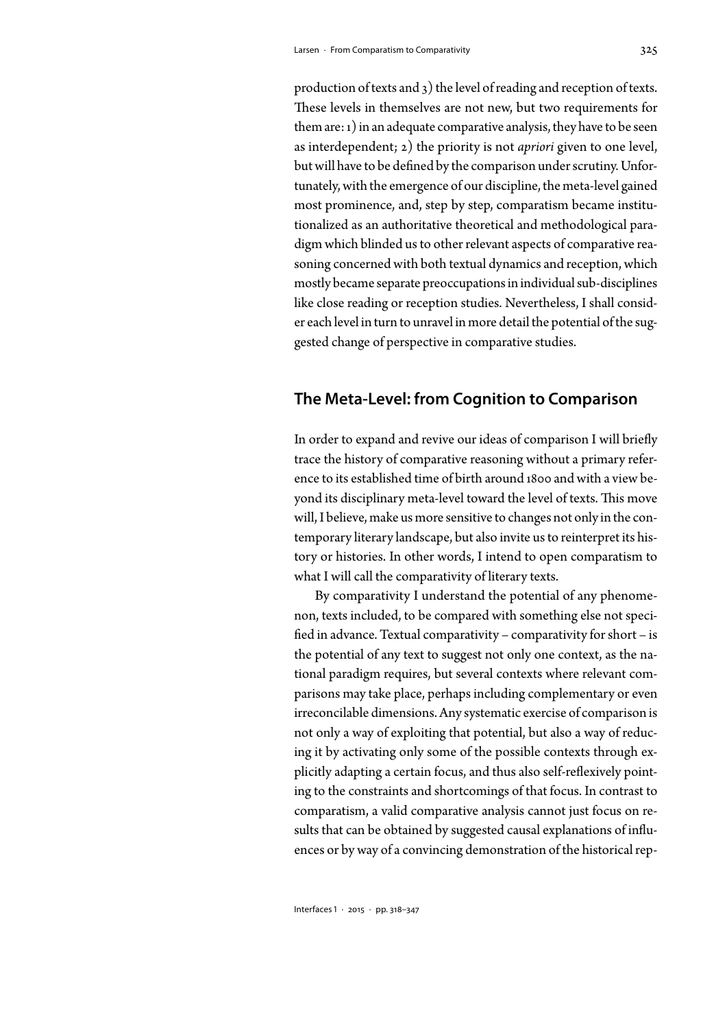production of texts and 3) the level of reading and reception of texts. These levels in themselves are not new, but two requirements for them are: 1) in an adequate comparative analysis, they have to be seen as interdependent; 2) the priority is not *apriori* given to one level, but will have to be defined by the comparison under scrutiny. Unfortunately, with the emergence of our discipline, the meta-level gained most prominence, and, step by step, comparatism became institutionalized as an authoritative theoretical and methodological paradigm which blinded us to other relevant aspects of comparative reasoning concerned with both textual dynamics and reception, which mostly became separate preoccupations in individual sub-disciplines like close reading or reception studies. Nevertheless, I shall consider each level in turn to unravel in more detail the potential of the suggested change of perspective in comparative studies.

## The Meta-Level: from Cognition to Comparison

In order to expand and revive our ideas of comparison I will briefly trace the history of comparative reasoning without a primary reference to its established time of birth around 1800 and with a view beyond its disciplinary meta-level toward the level of texts. This move will, I believe, make us more sensitive to changes not only in the contemporary literary landscape, but also invite us to reinterpret its history or histories. In other words, I intend to open comparatism to what I will call the comparativity of literary texts.

By comparativity I understand the potential of any phenomenon, texts included, to be compared with something else not specified in advance. Textual comparativity – comparativity for short – is the potential of any text to suggest not only one context, as the national paradigm requires, but several contexts where relevant comparisons may take place, perhaps including complementary or even irreconcilable dimensions. Any systematic exercise of comparison is not only a way of exploiting that potential, but also a way of reducing it by activating only some of the possible contexts through explicitly adapting a certain focus, and thus also self-reflexively pointing to the constraints and shortcomings of that focus. In contrast to comparatism, a valid comparative analysis cannot just focus on results that can be obtained by suggested causal explanations of influences or by way of a convincing demonstration of the historical rep-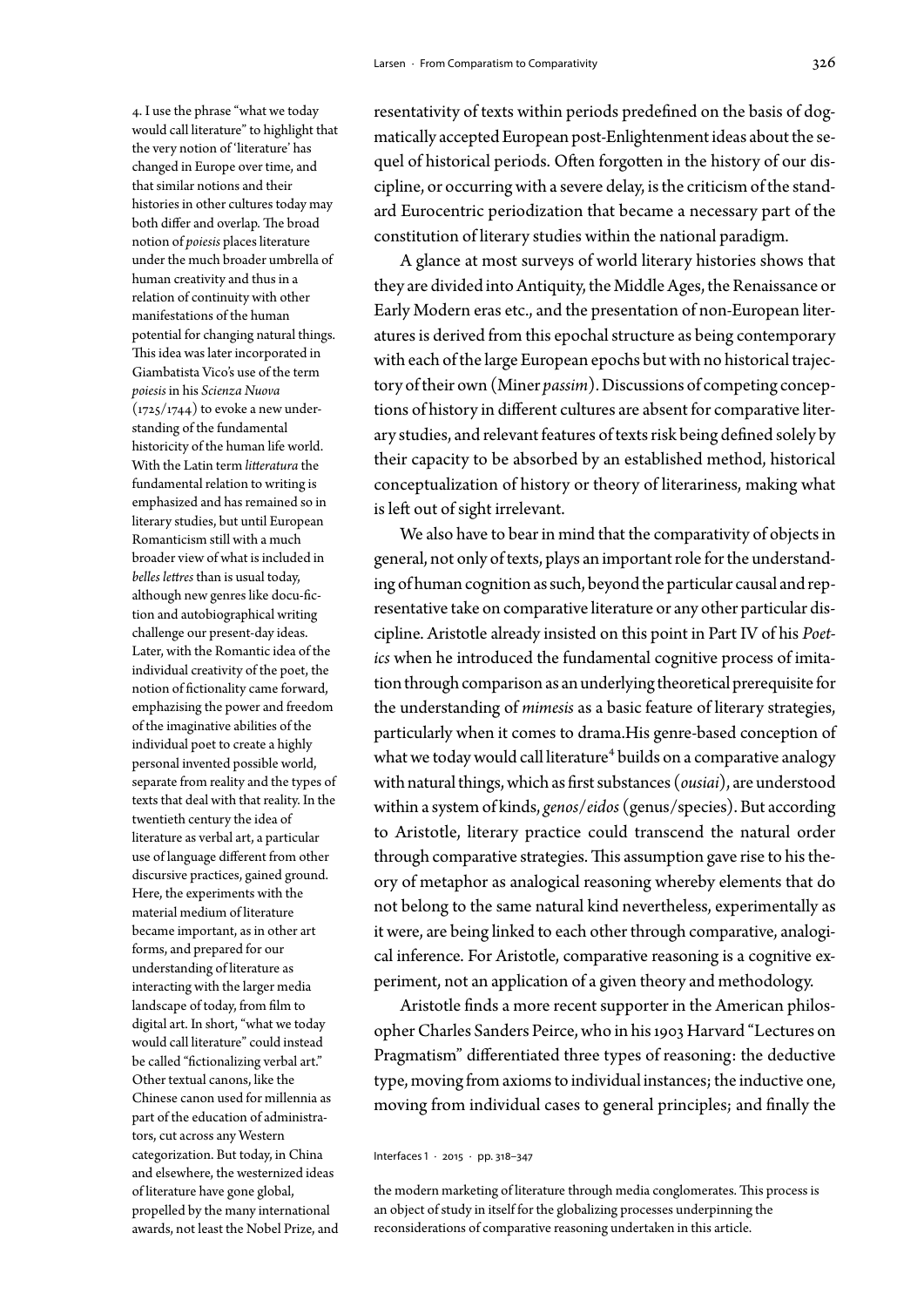resentativity of texts within periods predefined on the basis of dogmatically accepted European post-Enlightenment ideas about the sequel of historical periods. Often forgotten in the history of our discipline, or occurring with a severe delay, is the criticism of the standard Eurocentric periodization that became a necessary part of the constitution of literary studies within the national paradigm.

A glance at most surveys of world literary histories shows that they are divided into Antiquity, the Middle Ages, the Renaissance or Early Modern eras etc., and the presentation of non-European literatures is derived from this epochal structure as being contemporary with each of the large European epochs but with no historical trajectory of their own (Miner *passim*). Discussions of competing conceptions of history in different cultures are absent for comparative literary studies, and relevant features of texts risk being defined solely by their capacity to be absorbed by an established method, historical conceptualization of history or theory of literariness, making what is left out of sight irrelevant.

We also have to bear in mind that the comparativity of objects in general, not only of texts, plays an important role for the understanding of human cognition as such, beyond the particular causal and representative take on comparative literature or any other particular discipline. Aristotle already insisted on this point in Part IV of his *Poetics* when he introduced the fundamental cognitive process of imitation through comparison as an underlying theoretical prerequisite for the understanding of *mimesis* as a basic feature of literary strategies, particularly when it comes to drama.His genre-based conception of what we today would call literature[4] builds on a comparative analogy with natural things, which as first substances (*ousiai*), are understood within a system of kinds, *genos*/*eidos* (genus/species). But according to Aristotle, literary practice could transcend the natural order through comparative strategies. This assumption gave rise to his theory of metaphor as analogical reasoning whereby elements that do not belong to the same natural kind nevertheless, experimentally as it were, are being linked to each other through comparative, analogical inference. For Aristotle, comparative reasoning is a cognitive experiment, not an application of a given theory and methodology.

Aristotle finds a more recent supporter in the American philosopher Charles Sanders Peirce, who in his 1903 Harvard "Lectures on Pragmatism" differentiated three types of reasoning: the deductive type, moving from axioms to individual instances; the inductive one, moving from individual cases to general principles; and finally the

4. I use the phrase "what we today would call literature" to highlight that the very notion of 'literature' has changed in Europe over time, and that similar notions and their histories in other cultures today may both differ and overlap. The broad notion of *poiesis* places literature under the much broader umbrella of human creativity and thus in a relation of continuity with other manifestations of the human potential for changing natural things. This idea was later incorporated in Giambatista Vico's use of the term *poiesis* in his *Scienza Nuova* (1725/1744) to evoke a new understanding of the fundamental historicity of the human life world. With the Latin term *litteratura* the fundamental relation to writing is emphasized and has remained so in literary studies, but until European Romanticism still with a much broader view of what is included in *belles lettres* than is usual today, although new genres like docu-fiction and autobiographical writing challenge our present-day ideas. Later, with the Romantic idea of the individual creativity of the poet, the notion of fictionality came forward, emphazising the power and freedom of the imaginative abilities of the individual poet to create a highly personal invented possible world, separate from reality and the types of texts that deal with that reality. In the twentieth century the idea of literature as verbal art, a particular use of language different from other discursive practices, gained ground. Here, the experiments with the material medium of literature became important, as in other art forms, and prepared for our understanding of literature as interacting with the larger media landscape of today, from film to digital art. In short, "what we today would call literature" could instead be called "fictionalizing verbal art." Other textual canons, like the Chinese canon used for millennia as part of the education of administrators, cut across any Western categorization. But today, in China and elsewhere, the westernized ideas of literature have gone global, propelled by the many international awards, not least the Nobel Prize, and the modern marketing of literature through media conglomerates. This process is an object of study in itself for the globalizing processes underpinning the reconsiderations of comparative reasoning undertaken in this article.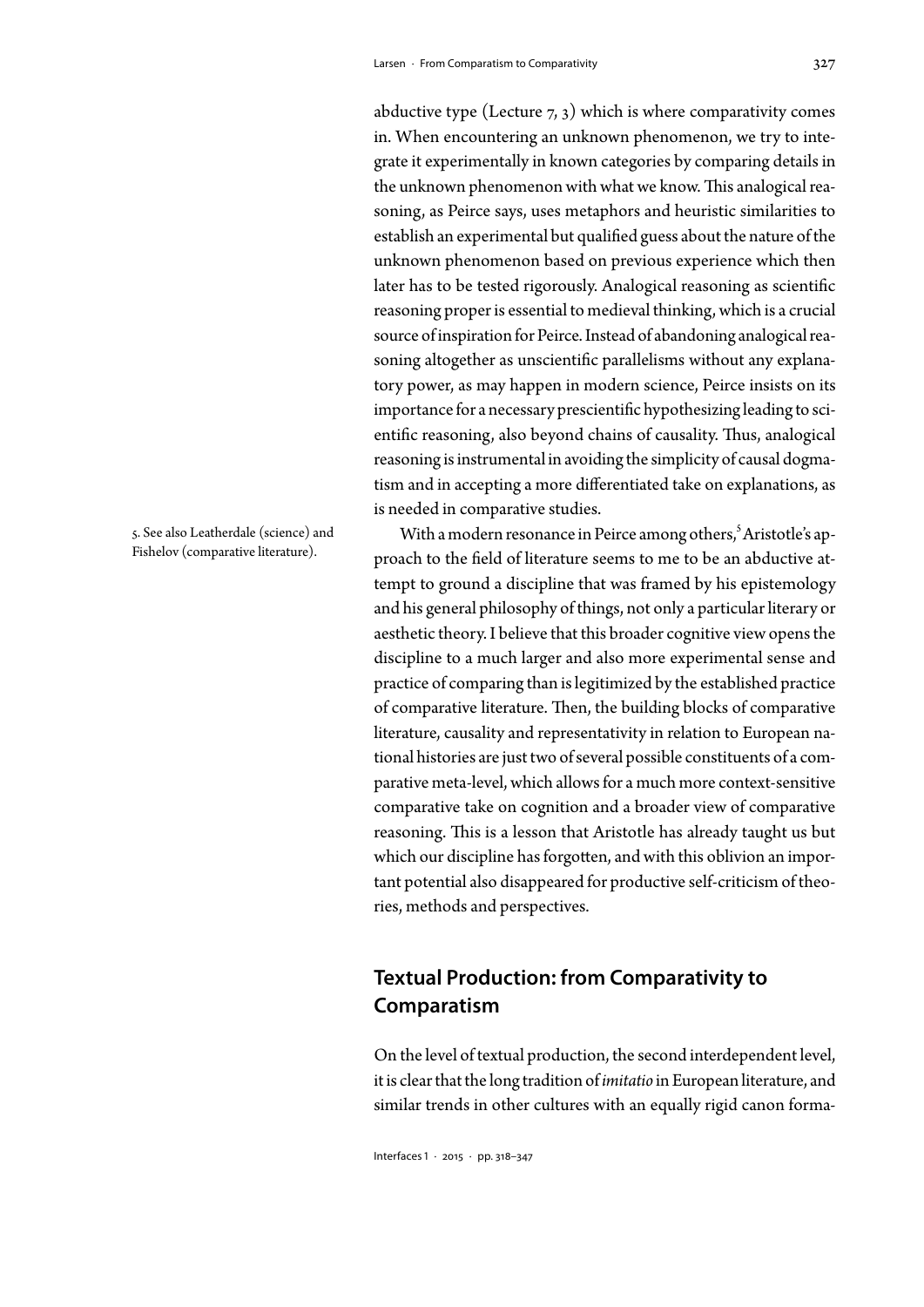abductive type (Lecture 7, 3) which is where comparativity comes in. When encountering an unknown phenomenon, we try to integrate it experimentally in known categories by comparing details in the unknown phenomenon with what we know. This analogical reasoning, as Peirce says, uses metaphors and heuristic similarities to establish an experimental but qualified guess about the nature of the unknown phenomenon based on previous experience which then later has to be tested rigorously. Analogical reasoning as scientific reasoning proper is essential to medieval thinking, which is a crucial source of inspiration for Peirce. Instead of abandoning analogical reasoning altogether as unscientific parallelisms without any explanatory power, as may happen in modern science, Peirce insists on its importance for a necessary prescientific hypothesizing leading to scientific reasoning, also beyond chains of causality. Thus, analogical reasoning is instrumental in avoiding the simplicity of causal dogmatism and in accepting a more differentiated take on explanations, as is needed in comparative studies.

With a modern resonance in Peirce among others,[5] Aristotle's approach to the field of literature seems to me to be an abductive attempt to ground a discipline that was framed by his epistemology and his general philosophy of things, not only a particular literary or aesthetic theory. I believe that this broader cognitive view opens the discipline to a much larger and also more experimental sense and practice of comparing than is legitimized by the established practice of comparative literature. Then, the building blocks of comparative literature, causality and representativity in relation to European national histories are just two of several possible constituents of a comparative meta-level, which allows for a much more context-sensitive comparative take on cognition and a broader view of comparative reasoning. This is a lesson that Aristotle has already taught us but which our discipline has forgotten, and with this oblivion an important potential also disappeared for productive self-criticism of theories, methods and perspectives.

5. See also Leatherdale (science) and Fishelov (comparative literature).

## Textual Production: from Comparativity to Comparatism

On the level of textual production, the second interdependent level, it is clear that the long tradition of *imitatio* in European literature, and similar trends in other cultures with an equally rigid canon forma-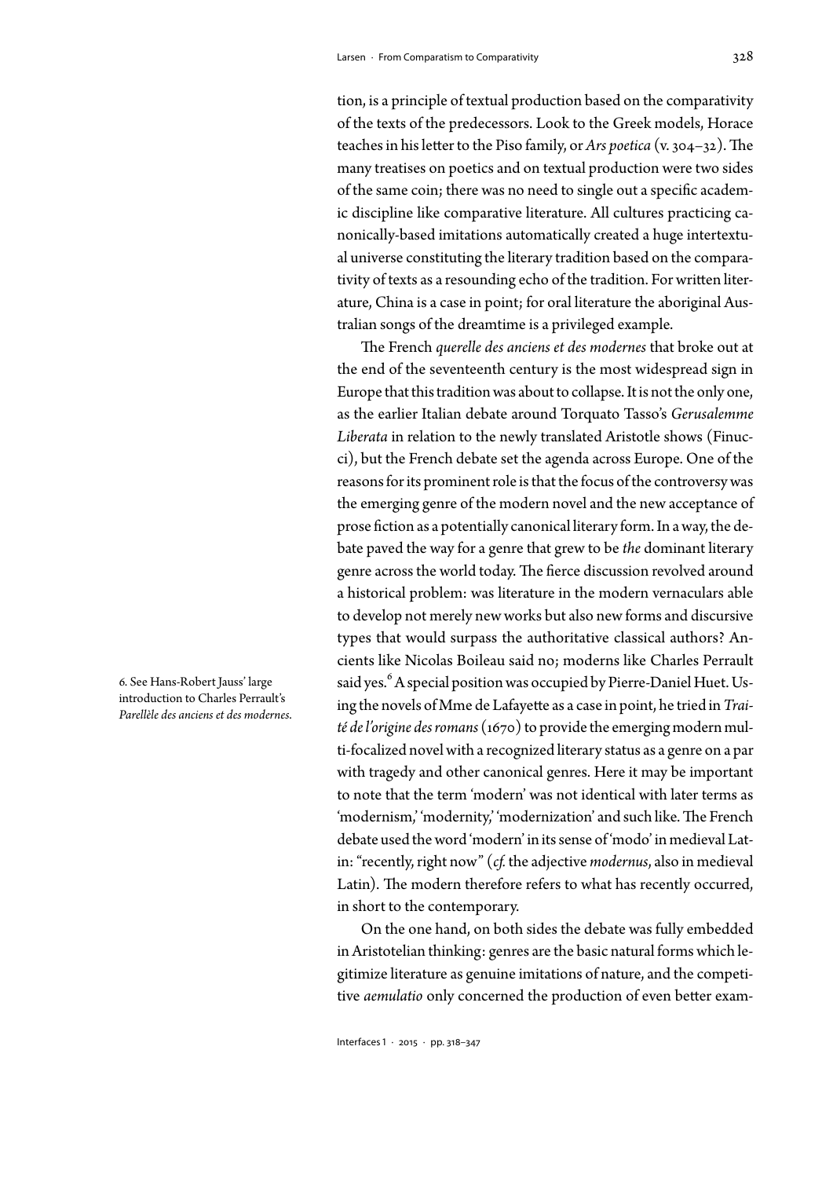tion, is a principle of textual production based on the comparativity of the texts of the predecessors. Look to the Greek models, Horace teaches in his letter to the Piso family, or *Ars poetica* (v. 304–32). The many treatises on poetics and on textual production were two sides of the same coin; there was no need to single out a specific academic discipline like comparative literature. All cultures practicing canonically-based imitations automatically created a huge intertextual universe constituting the literary tradition based on the comparativity of texts as a resounding echo of the tradition. For written literature, China is a case in point; for oral literature the aboriginal Australian songs of the dreamtime is a privileged example.

The French *querelle des anciens et des modernes* that broke out at the end of the seventeenth century is the most widespread sign in Europe that this tradition was about to collapse. It is not the only one, as the earlier Italian debate around Torquato Tasso's *Gerusalemme Liberata* in relation to the newly translated Aristotle shows (Finucci), but the French debate set the agenda across Europe. One of the reasons for its prominent role is that the focus of the controversy was the emerging genre of the modern novel and the new acceptance of prose fiction as a potentially canonical literary form. In a way, the debate paved the way for a genre that grew to be *the* dominant literary genre across the world today. The fierce discussion revolved around a historical problem: was literature in the modern vernaculars able to develop not merely new works but also new forms and discursive types that would surpass the authoritative classical authors? Ancients like Nicolas Boileau said no; moderns like Charles Perrault said yes.[6] A special position was occupied by Pierre-Daniel Huet. Using the novels of Mme de Lafayette as a case in point, he tried in *Traité de l'origine des romans* (1670) to provide the emerging modern multi-focalized novel with a recognized literary status as a genre on a par with tragedy and other canonical genres. Here it may be important to note that the term 'modern' was not identical with later terms as 'modernism,' 'modernity,' 'modernization' and such like. The French debate used the word 'modern' in its sense of 'modo' in medieval Latin: "recently, right now" (*cf.* the adjective *modernus*, also in medieval Latin). The modern therefore refers to what has recently occurred, in short to the contemporary.

On the one hand, on both sides the debate was fully embedded in Aristotelian thinking: genres are the basic natural forms which legitimize literature as genuine imitations of nature, and the competitive *aemulatio* only concerned the production of even better exam-

6. See Hans-Robert Jauss' large introduction to Charles Perrault's *Parellèle des anciens et des modernes*.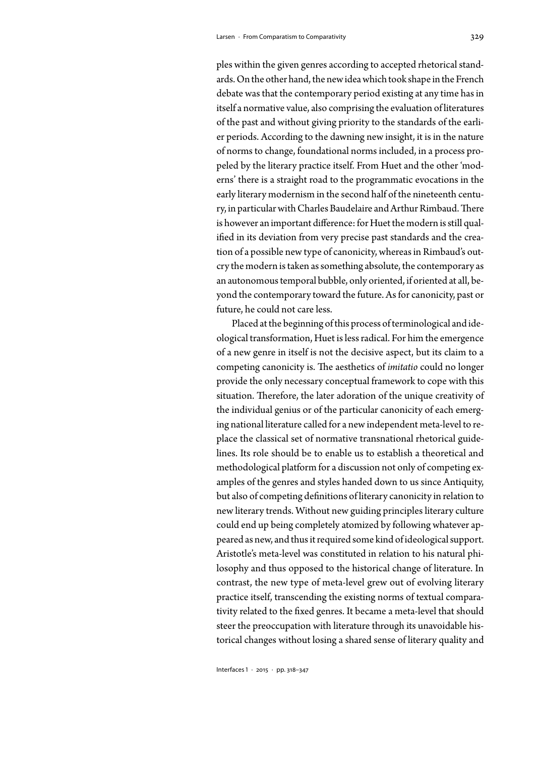ples within the given genres according to accepted rhetorical standards. On the other hand, the new idea which took shape in the French debate was that the contemporary period existing at any time has in itself a normative value, also comprising the evaluation of literatures of the past and without giving priority to the standards of the earlier periods. According to the dawning new insight, it is in the nature of norms to change, foundational norms included, in a process propeled by the literary practice itself. From Huet and the other 'moderns' there is a straight road to the programmatic evocations in the early literary modernism in the second half of the nineteenth century, in particular with Charles Baudelaire and Arthur Rimbaud. There is however an important difference: for Huet the modern is still qualified in its deviation from very precise past standards and the creation of a possible new type of canonicity, whereas in Rimbaud's outcry the modern is taken as something absolute, the contemporary as an autonomous temporal bubble, only oriented, if oriented at all, beyond the contemporary toward the future. As for canonicity, past or future, he could not care less.

Placed at the beginning of this process of terminological and ideological transformation, Huet is less radical. For him the emergence of a new genre in itself is not the decisive aspect, but its claim to a competing canonicity is. The aesthetics of *imitatio* could no longer provide the only necessary conceptual framework to cope with this situation. Therefore, the later adoration of the unique creativity of the individual genius or of the particular canonicity of each emerging national literature called for a new independent meta-level to replace the classical set of normative transnational rhetorical guidelines. Its role should be to enable us to establish a theoretical and methodological platform for a discussion not only of competing examples of the genres and styles handed down to us since Antiquity, but also of competing definitions of literary canonicity in relation to new literary trends. Without new guiding principles literary culture could end up being completely atomized by following whatever appeared as new, and thus it required some kind of ideological support. Aristotle's meta-level was constituted in relation to his natural philosophy and thus opposed to the historical change of literature. In contrast, the new type of meta-level grew out of evolving literary practice itself, transcending the existing norms of textual comparativity related to the fixed genres. It became a meta-level that should steer the preoccupation with literature through its unavoidable historical changes without losing a shared sense of literary quality and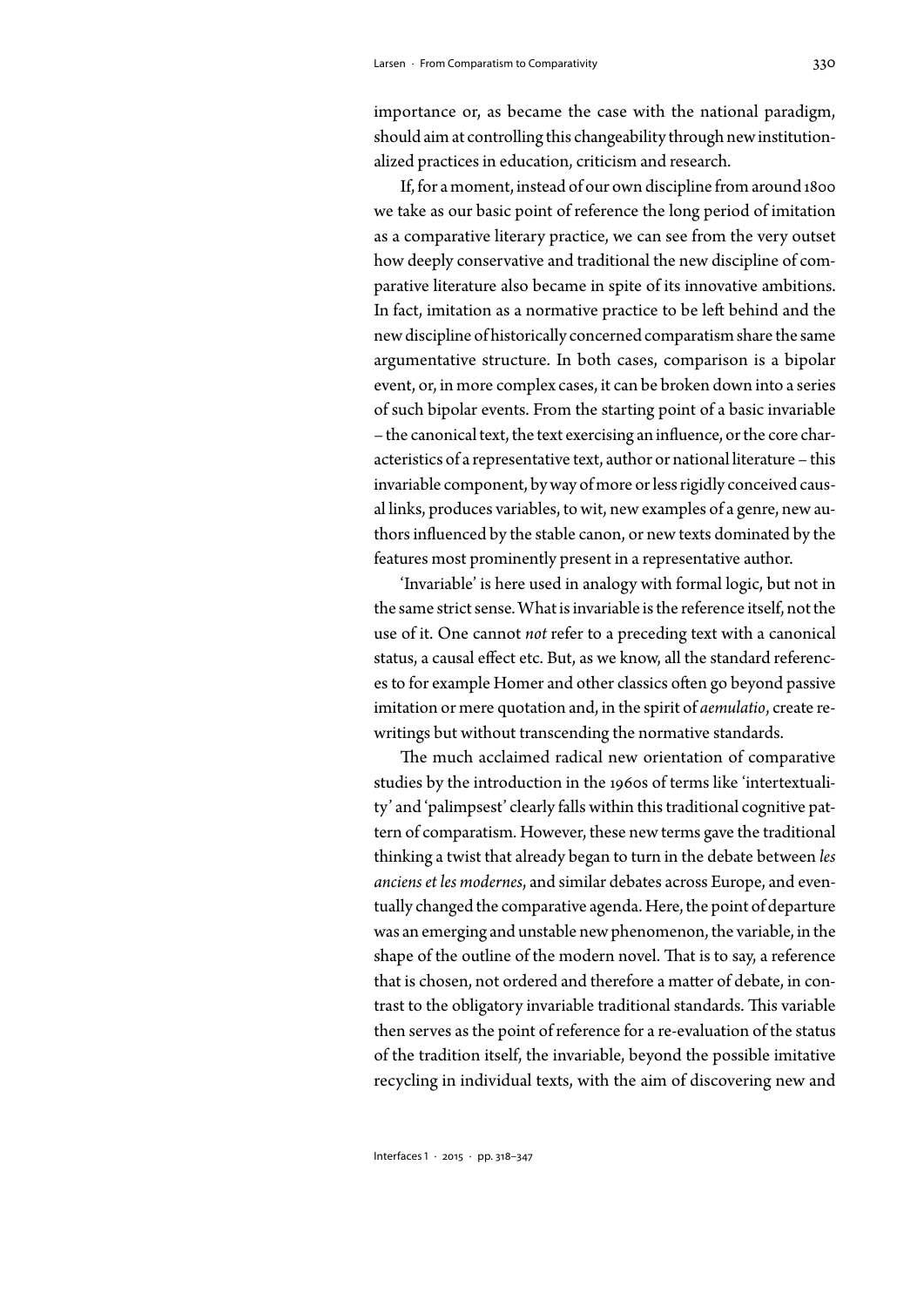importance or, as became the case with the national paradigm, should aim at controlling this changeability through new institutionalized practices in education, criticism and research.

If, for a moment, instead of our own discipline from around 1800 we take as our basic point of reference the long period of imitation as a comparative literary practice, we can see from the very outset how deeply conservative and traditional the new discipline of comparative literature also became in spite of its innovative ambitions. In fact, imitation as a normative practice to be left behind and the new discipline of historically concerned comparatism share the same argumentative structure. In both cases, comparison is a bipolar event, or, in more complex cases, it can be broken down into a series of such bipolar events. From the starting point of a basic invariable – the canonical text, the text exercising an influence, or the core characteristics of a representative text, author or national literature – this invariable component, by way of more or less rigidly conceived causal links, produces variables, to wit, new examples of a genre, new authors influenced by the stable canon, or new texts dominated by the features most prominently present in a representative author.

'Invariable' is here used in analogy with formal logic, but not in the same strict sense. What is invariable is the reference itself, not the use of it. One cannot *not* refer to a preceding text with a canonical status, a causal effect etc. But, as we know, all the standard references to for example Homer and other classics often go beyond passive imitation or mere quotation and, in the spirit of *aemulatio*, create rewritings but without transcending the normative standards.

The much acclaimed radical new orientation of comparative studies by the introduction in the 1960s of terms like 'intertextuality' and 'palimpsest' clearly falls within this traditional cognitive pattern of comparatism. However, these new terms gave the traditional thinking a twist that already began to turn in the debate between *les anciens et les modernes*, and similar debates across Europe, and eventually changed the comparative agenda. Here, the point of departure was an emerging and unstable new phenomenon, the variable, in the shape of the outline of the modern novel. That is to say, a reference that is chosen, not ordered and therefore a matter of debate, in contrast to the obligatory invariable traditional standards. This variable then serves as the point of reference for a re-evaluation of the status of the tradition itself, the invariable, beyond the possible imitative recycling in individual texts, with the aim of discovering new and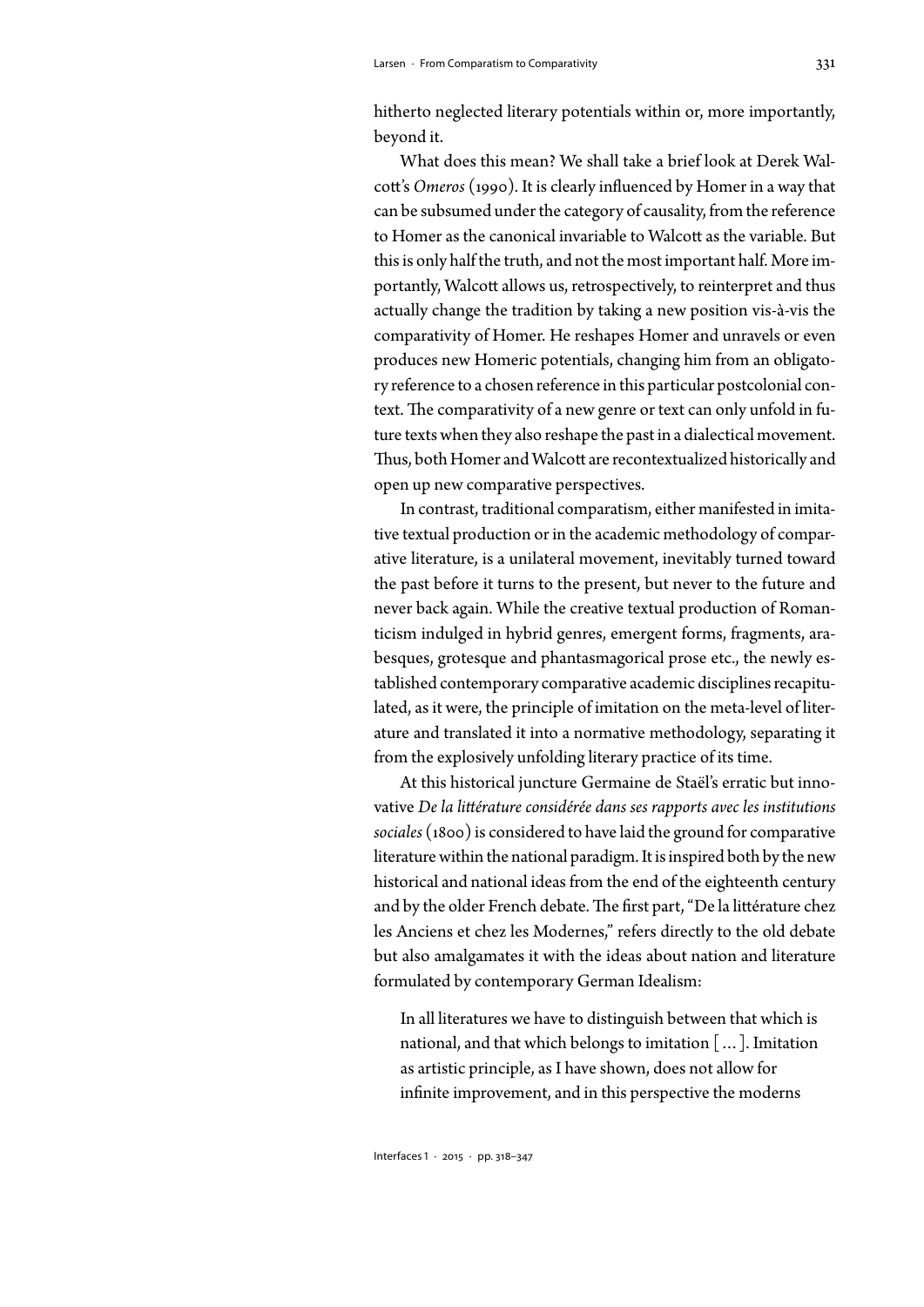hitherto neglected literary potentials within or, more importantly, beyond it.

What does this mean? We shall take a brief look at Derek Walcott's *Omeros* (1990). It is clearly influenced by Homer in a way that can be subsumed under the category of causality, from the reference to Homer as the canonical invariable to Walcott as the variable. But this is only half the truth, and not the most important half. More importantly, Walcott allows us, retrospectively, to reinterpret and thus actually change the tradition by taking a new position vis-à-vis the comparativity of Homer. He reshapes Homer and unravels or even produces new Homeric potentials, changing him from an obligatory reference to a chosen reference in this particular postcolonial context. The comparativity of a new genre or text can only unfold in future texts when they also reshape the past in a dialectical movement. Thus, both Homer and Walcott are recontextualized historically and open up new comparative perspectives.

In contrast, traditional comparatism, either manifested in imitative textual production or in the academic methodology of comparative literature, is a unilateral movement, inevitably turned toward the past before it turns to the present, but never to the future and never back again. While the creative textual production of Romanticism indulged in hybrid genres, emergent forms, fragments, arabesques, grotesque and phantasmagorical prose etc., the newly established contemporary comparative academic disciplines recapitulated, as it were, the principle of imitation on the meta-level of literature and translated it into a normative methodology, separating it from the explosively unfolding literary practice of its time.

At this historical juncture Germaine de Staël's erratic but innovative *De la littérature considérée dans ses rapports avec les institutions sociales* (1800) is considered to have laid the ground for comparative literature within the national paradigm. It is inspired both by the new historical and national ideas from the end of the eighteenth century and by the older French debate. The first part, "De la littérature chez les Anciens et chez les Modernes," refers directly to the old debate but also amalgamates it with the ideas about nation and literature formulated by contemporary German Idealism:

> In all literatures we have to distinguish between that which is national, and that which belongs to imitation [...]. Imitation as artistic principle, as I have shown, does not allow for infinite improvement, and in this perspective the moderns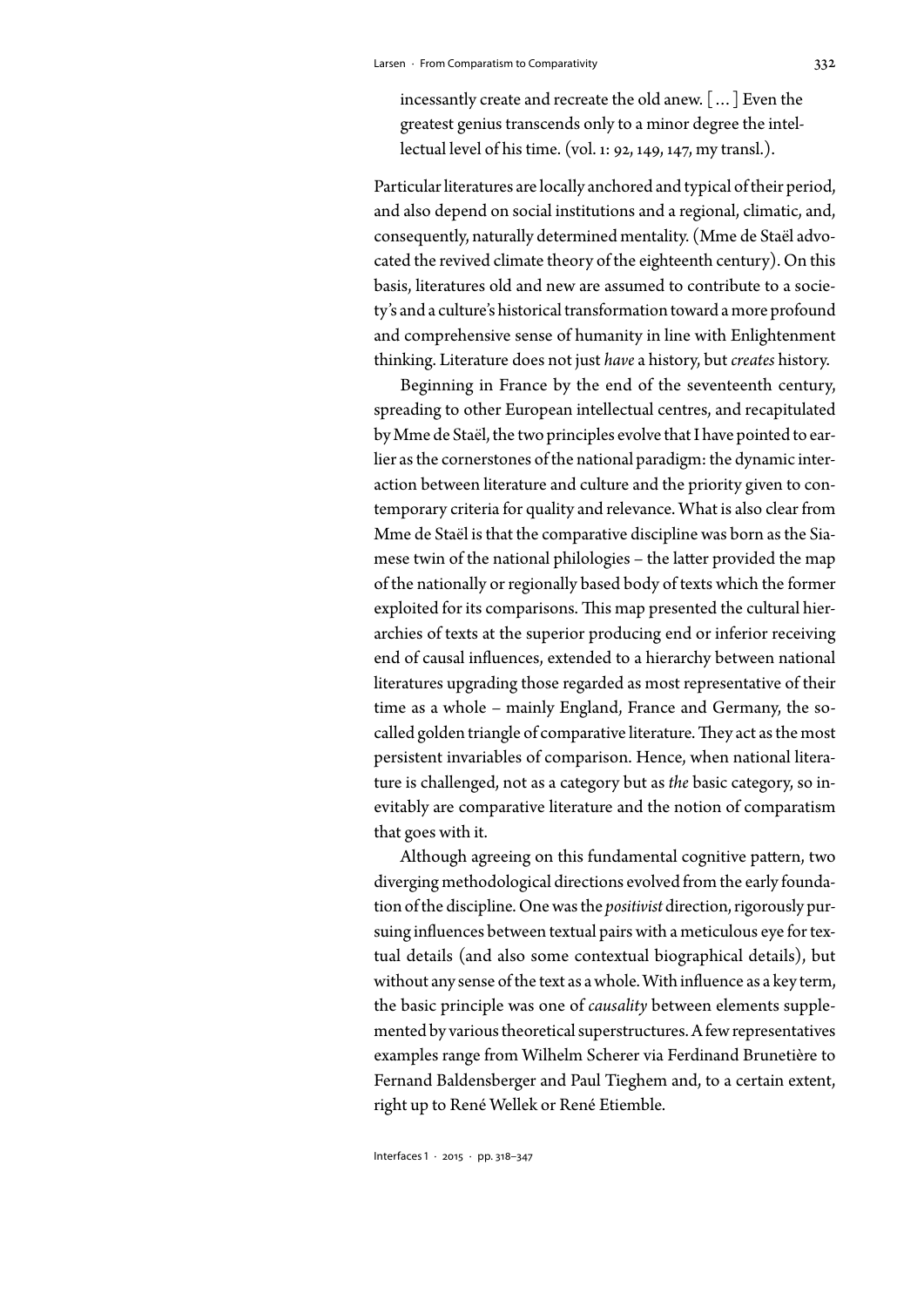> incessantly create and recreate the old anew. [ … ] Even the greatest genius transcends only to a minor degree the intellectual level of his time. (vol. 1: 92, 149, 147, my transl.).

Particular literatures are locally anchored and typical of their period, and also depend on social institutions and a regional, climatic, and, consequently, naturally determined mentality. (Mme de Staël advocated the revived climate theory of the eighteenth century). On this basis, literatures old and new are assumed to contribute to a society's and a culture's historical transformation toward a more profound and comprehensive sense of humanity in line with Enlightenment thinking. Literature does not just *have* a history, but *creates* history.

Beginning in France by the end of the seventeenth century, spreading to other European intellectual centres, and recapitulated by Mme de Staël, the two principles evolve that I have pointed to earlier as the cornerstones of the national paradigm: the dynamic interaction between literature and culture and the priority given to contemporary criteria for quality and relevance. What is also clear from Mme de Staël is that the comparative discipline was born as the Siamese twin of the national philologies – the latter provided the map of the nationally or regionally based body of texts which the former exploited for its comparisons. This map presented the cultural hierarchies of texts at the superior producing end or inferior receiving end of causal influences, extended to a hierarchy between national literatures upgrading those regarded as most representative of their time as a whole – mainly England, France and Germany, the so-called golden triangle of comparative literature. They act as the most persistent invariables of comparison. Hence, when national literature is challenged, not as a category but as *the* basic category, so inevitably are comparative literature and the notion of comparatism that goes with it.

Although agreeing on this fundamental cognitive pattern, two diverging methodological directions evolved from the early foundation of the discipline. One was the *positivist* direction, rigorously pursuing influences between textual pairs with a meticulous eye for textual details (and also some contextual biographical details), but without any sense of the text as a whole. With influence as a key term, the basic principle was one of *causality* between elements supplemented by various theoretical superstructures. A few representatives examples range from Wilhelm Scherer via Ferdinand Brunetière to Fernand Baldensberger and Paul Tieghem and, to a certain extent, right up to René Wellek or René Etiemble.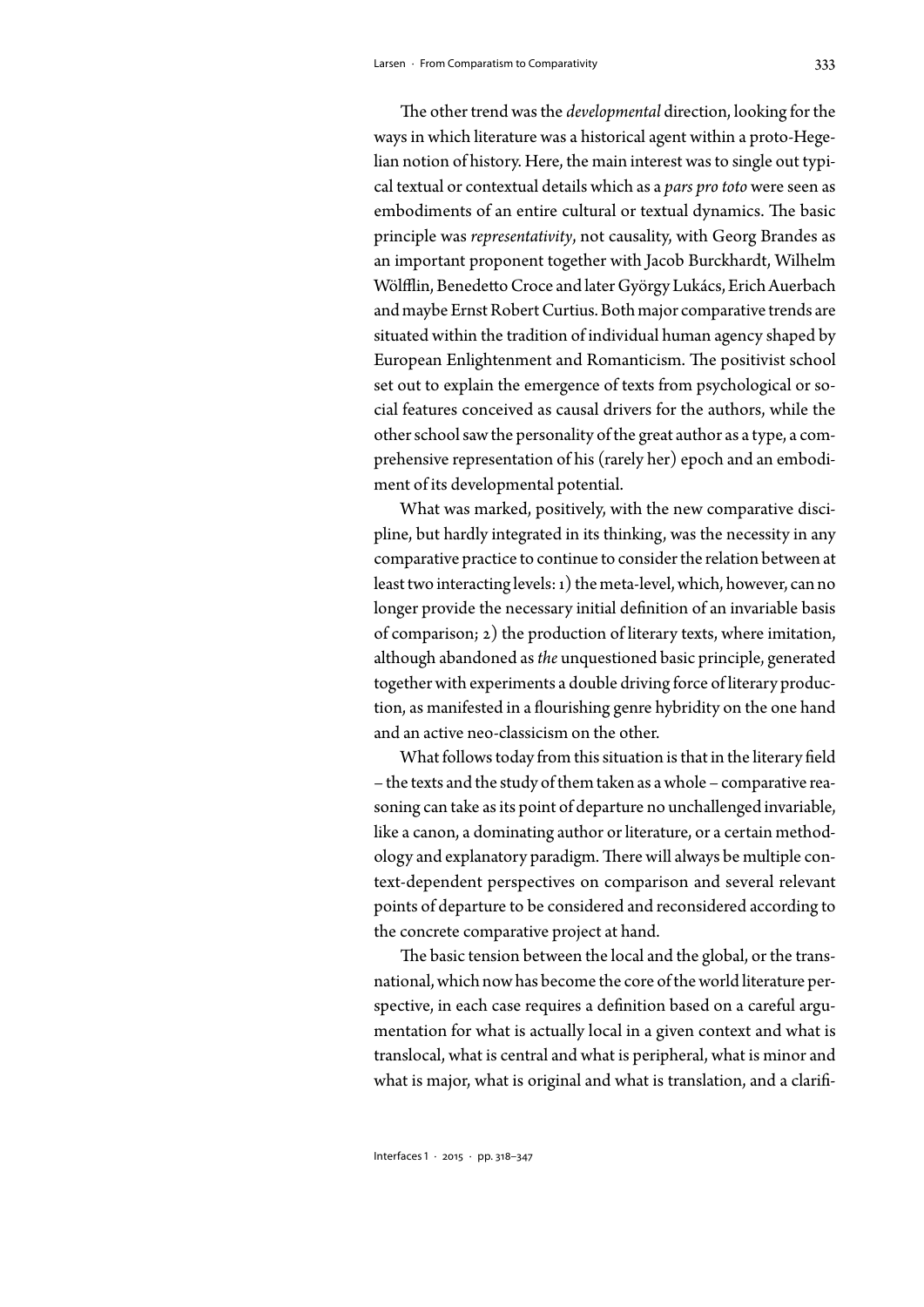The other trend was the *developmental* direction, looking for the ways in which literature was a historical agent within a proto-Hegelian notion of history. Here, the main interest was to single out typical textual or contextual details which as a *pars pro toto* were seen as embodiments of an entire cultural or textual dynamics. The basic principle was *representativity*, not causality, with Georg Brandes as an important proponent together with Jacob Burckhardt, Wilhelm Wölfflin, Benedetto Croce and later György Lukács, Erich Auerbach and maybe Ernst Robert Curtius. Both major comparative trends are situated within the tradition of individual human agency shaped by European Enlightenment and Romanticism. The positivist school set out to explain the emergence of texts from psychological or social features conceived as causal drivers for the authors, while the other school saw the personality of the great author as a type, a comprehensive representation of his (rarely her) epoch and an embodiment of its developmental potential.

What was marked, positively, with the new comparative discipline, but hardly integrated in its thinking, was the necessity in any comparative practice to continue to consider the relation between at least two interacting levels: 1) the meta-level, which, however, can no longer provide the necessary initial definition of an invariable basis of comparison; 2) the production of literary texts, where imitation, although abandoned as *the* unquestioned basic principle, generated together with experiments a double driving force of literary production, as manifested in a flourishing genre hybridity on the one hand and an active neo-classicism on the other.

What follows today from this situation is that in the literary field – the texts and the study of them taken as a whole – comparative reasoning can take as its point of departure no unchallenged invariable, like a canon, a dominating author or literature, or a certain methodology and explanatory paradigm. There will always be multiple context-dependent perspectives on comparison and several relevant points of departure to be considered and reconsidered according to the concrete comparative project at hand.

The basic tension between the local and the global, or the transnational, which now has become the core of the world literature perspective, in each case requires a definition based on a careful argumentation for what is actually local in a given context and what is translocal, what is central and what is peripheral, what is minor and what is major, what is original and what is translation, and a clarifi-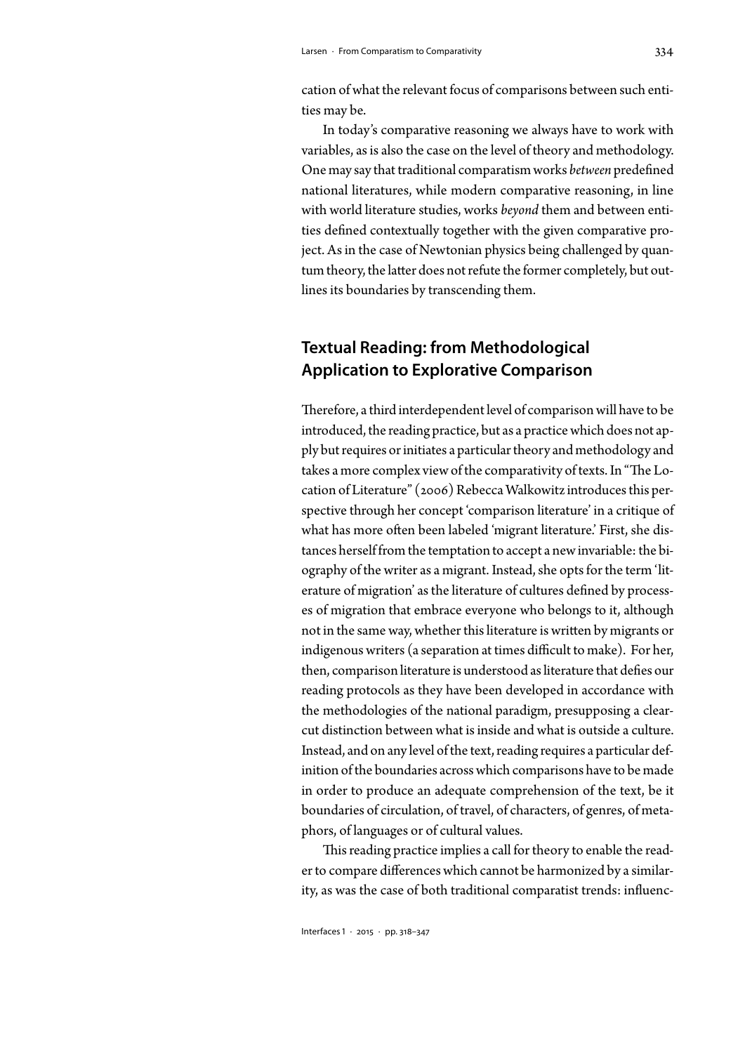cation of what the relevant focus of comparisons between such entities may be.

In today's comparative reasoning we always have to work with variables, as is also the case on the level of theory and methodology. One may say that traditional comparatism works *between* predefined national literatures, while modern comparative reasoning, in line with world literature studies, works *beyond* them and between entities defined contextually together with the given comparative project. As in the case of Newtonian physics being challenged by quantum theory, the latter does not refute the former completely, but outlines its boundaries by transcending them.

## Textual Reading: from Methodological Application to Explorative Comparison

Therefore, a third interdependent level of comparison will have to be introduced, the reading practice, but as a practice which does not apply but requires or initiates a particular theory and methodology and takes a more complex view of the comparativity of texts. In "The Location of Literature" (2006) Rebecca Walkowitz introduces this perspective through her concept 'comparison literature' in a critique of what has more often been labeled 'migrant literature.' First, she distances herself from the temptation to accept a new invariable: the biography of the writer as a migrant. Instead, she opts for the term 'literature of migration' as the literature of cultures defined by processes of migration that embrace everyone who belongs to it, although not in the same way, whether this literature is written by migrants or indigenous writers (a separation at times difficult to make). For her, then, comparison literature is understood as literature that defies our reading protocols as they have been developed in accordance with the methodologies of the national paradigm, presupposing a clear-cut distinction between what is inside and what is outside a culture. Instead, and on any level of the text, reading requires a particular definition of the boundaries across which comparisons have to be made in order to produce an adequate comprehension of the text, be it boundaries of circulation, of travel, of characters, of genres, of metaphors, of languages or of cultural values.

This reading practice implies a call for theory to enable the reader to compare differences which cannot be harmonized by a similarity, as was the case of both traditional comparatist trends: influenc-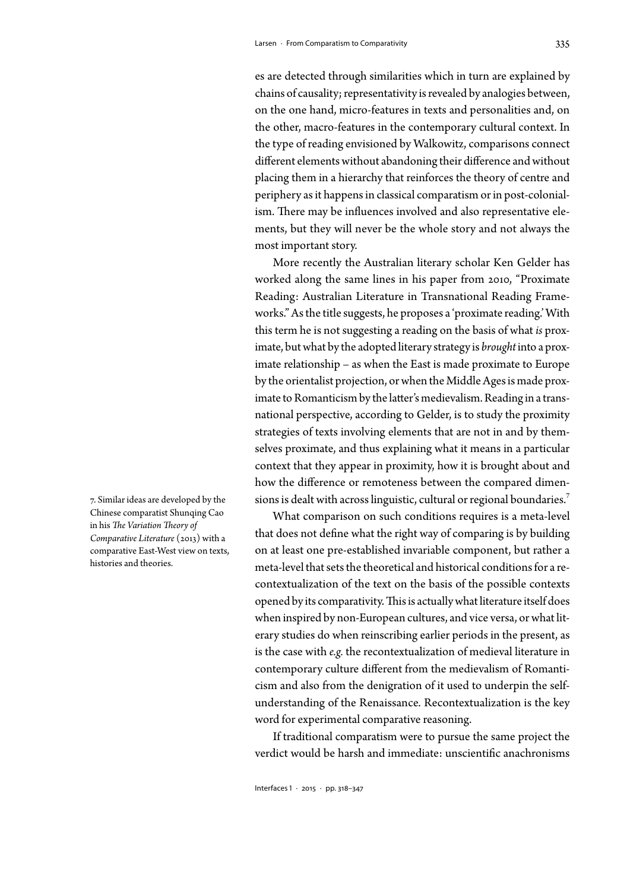es are detected through similarities which in turn are explained by chains of causality; representativity is revealed by analogies between, on the one hand, micro-features in texts and personalities and, on the other, macro-features in the contemporary cultural context. In the type of reading envisioned by Walkowitz, comparisons connect different elements without abandoning their difference and without placing them in a hierarchy that reinforces the theory of centre and periphery as it happens in classical comparatism or in post-colonialism. There may be influences involved and also representative elements, but they will never be the whole story and not always the most important story.

More recently the Australian literary scholar Ken Gelder has worked along the same lines in his paper from 2010, "Proximate Reading: Australian Literature in Transnational Reading Frameworks." As the title suggests, he proposes a 'proximate reading.' With this term he is not suggesting a reading on the basis of what *is* proximate, but what by the adopted literary strategy is *brought* into a proximate relationship – as when the East is made proximate to Europe by the orientalist projection, or when the Middle Ages is made proximate to Romanticism by the latter's medievalism. Reading in a transnational perspective, according to Gelder, is to study the proximity strategies of texts involving elements that are not in and by themselves proximate, and thus explaining what it means in a particular context that they appear in proximity, how it is brought about and how the difference or remoteness between the compared dimensions is dealt with across linguistic, cultural or regional boundaries.[7]

What comparison on such conditions requires is a meta-level that does not define what the right way of comparing is by building on at least one pre-established invariable component, but rather a meta-level that sets the theoretical and historical conditions for a recontextualization of the text on the basis of the possible contexts opened by its comparativity. This is actually what literature itself does when inspired by non-European cultures, and vice versa, or what literary studies do when reinscribing earlier periods in the present, as is the case with *e.g.* the recontextualization of medieval literature in contemporary culture different from the medievalism of Romanticism and also from the denigration of it used to underpin the self-understanding of the Renaissance. Recontextualization is the key word for experimental comparative reasoning.

If traditional comparatism were to pursue the same project the verdict would be harsh and immediate: unscientific anachronisms

7. Similar ideas are developed by the Chinese comparatist Shunqing Cao in his *The Variation Theory of Comparative Literature* (2013) with a comparative East-West view on texts, histories and theories.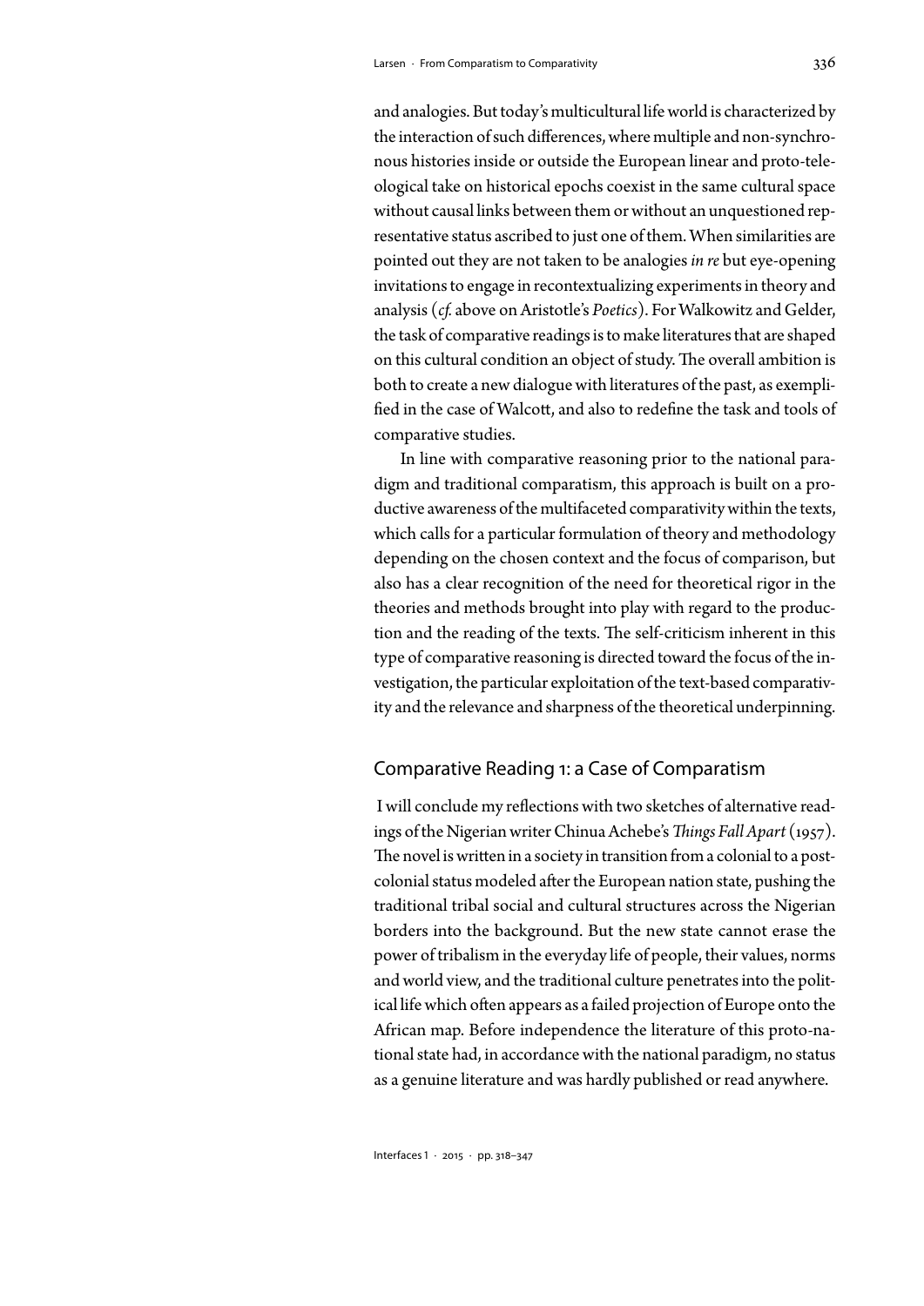and analogies. But today's multicultural life world is characterized by the interaction of such differences, where multiple and non-synchronous histories inside or outside the European linear and proto-teleological take on historical epochs coexist in the same cultural space without causal links between them or without an unquestioned representative status ascribed to just one of them. When similarities are pointed out they are not taken to be analogies *in re* but eye-opening invitations to engage in recontextualizing experiments in theory and analysis (*cf.* above on Aristotle's *Poetics*). For Walkowitz and Gelder, the task of comparative readings is to make literatures that are shaped on this cultural condition an object of study. The overall ambition is both to create a new dialogue with literatures of the past, as exemplified in the case of Walcott, and also to redefine the task and tools of comparative studies.

In line with comparative reasoning prior to the national paradigm and traditional comparatism, this approach is built on a productive awareness of the multifaceted comparativity within the texts, which calls for a particular formulation of theory and methodology depending on the chosen context and the focus of comparison, but also has a clear recognition of the need for theoretical rigor in the theories and methods brought into play with regard to the production and the reading of the texts. The self-criticism inherent in this type of comparative reasoning is directed toward the focus of the investigation, the particular exploitation of the text-based comparativity and the relevance and sharpness of the theoretical underpinning.

## Comparative Reading 1: a Case of Comparatism

I will conclude my reflections with two sketches of alternative readings of the Nigerian writer Chinua Achebe's *Things Fall Apart* (1957). The novel is written in a society in transition from a colonial to a postcolonial status modeled after the European nation state, pushing the traditional tribal social and cultural structures across the Nigerian borders into the background. But the new state cannot erase the power of tribalism in the everyday life of people, their values, norms and world view, and the traditional culture penetrates into the political life which often appears as a failed projection of Europe onto the African map. Before independence the literature of this proto-national state had, in accordance with the national paradigm, no status as a genuine literature and was hardly published or read anywhere.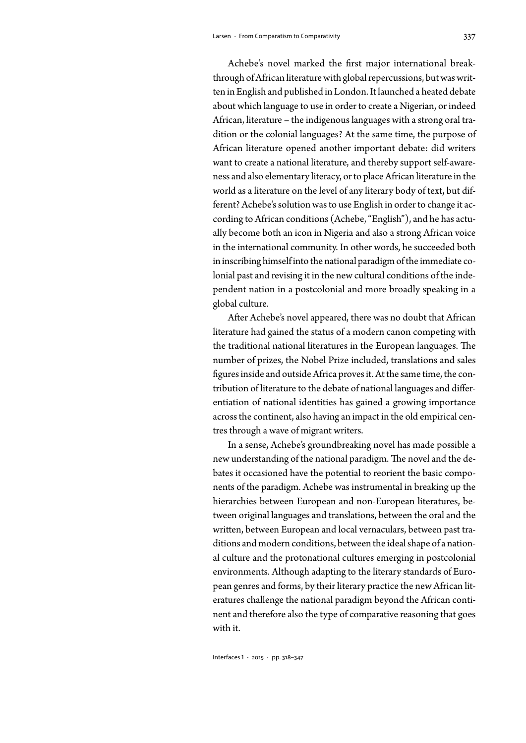Achebe's novel marked the first major international breakthrough of African literature with global repercussions, but was written in English and published in London. It launched a heated debate about which language to use in order to create a Nigerian, or indeed African, literature – the indigenous languages with a strong oral tradition or the colonial languages? At the same time, the purpose of African literature opened another important debate: did writers want to create a national literature, and thereby support self-awareness and also elementary literacy, or to place African literature in the world as a literature on the level of any literary body of text, but different? Achebe's solution was to use English in order to change it according to African conditions (Achebe, "English"), and he has actually become both an icon in Nigeria and also a strong African voice in the international community. In other words, he succeeded both in inscribing himself into the national paradigm of the immediate colonial past and revising it in the new cultural conditions of the independent nation in a postcolonial and more broadly speaking in a global culture.

After Achebe's novel appeared, there was no doubt that African literature had gained the status of a modern canon competing with the traditional national literatures in the European languages. The number of prizes, the Nobel Prize included, translations and sales figures inside and outside Africa proves it. At the same time, the contribution of literature to the debate of national languages and differentiation of national identities has gained a growing importance across the continent, also having an impact in the old empirical centres through a wave of migrant writers.

In a sense, Achebe's groundbreaking novel has made possible a new understanding of the national paradigm. The novel and the debates it occasioned have the potential to reorient the basic components of the paradigm. Achebe was instrumental in breaking up the hierarchies between European and non-European literatures, between original languages and translations, between the oral and the written, between European and local vernaculars, between past traditions and modern conditions, between the ideal shape of a national culture and the protonational cultures emerging in postcolonial environments. Although adapting to the literary standards of European genres and forms, by their literary practice the new African literatures challenge the national paradigm beyond the African continent and therefore also the type of comparative reasoning that goes with it.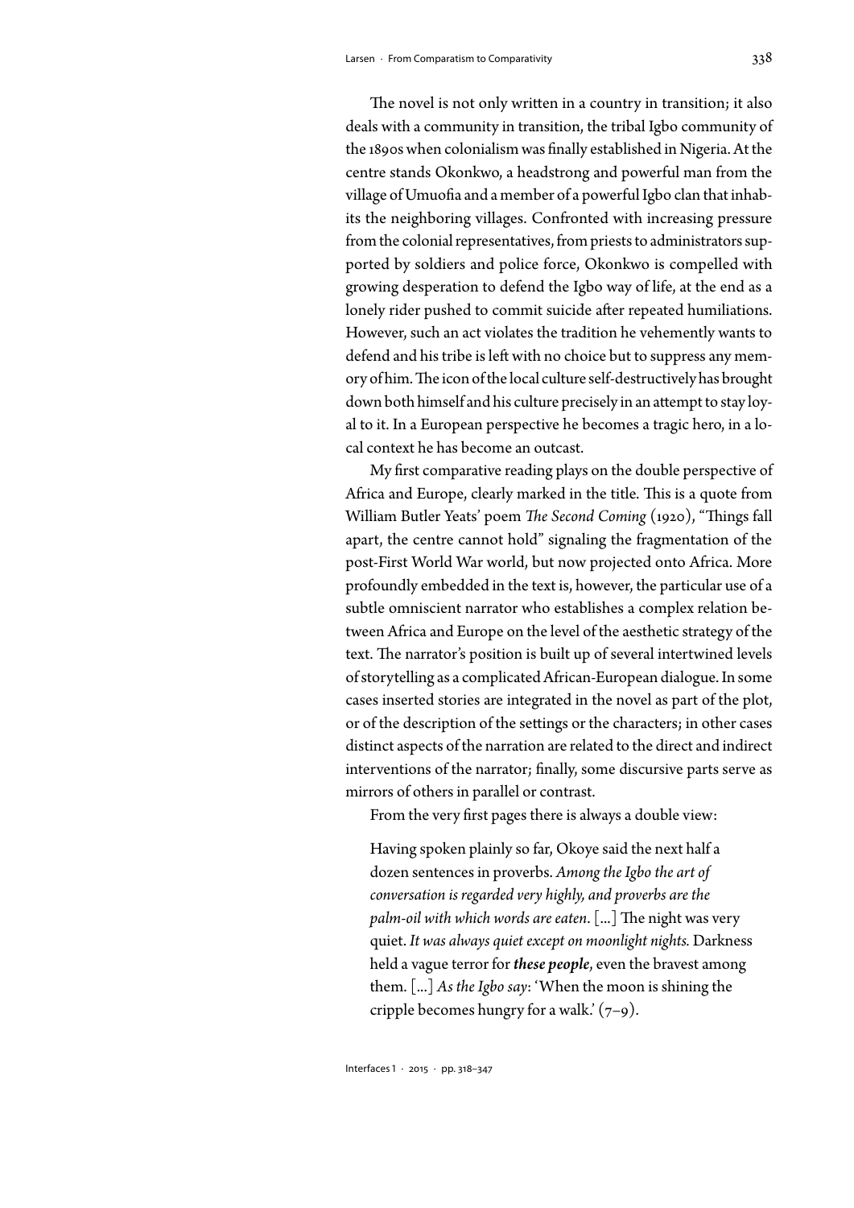The novel is not only written in a country in transition; it also deals with a community in transition, the tribal Igbo community of the 1890s when colonialism was finally established in Nigeria. At the centre stands Okonkwo, a headstrong and powerful man from the village of Umuofia and a member of a powerful Igbo clan that inhabits the neighboring villages. Confronted with increasing pressure from the colonial representatives, from priests to administrators supported by soldiers and police force, Okonkwo is compelled with growing desperation to defend the Igbo way of life, at the end as a lonely rider pushed to commit suicide after repeated humiliations. However, such an act violates the tradition he vehemently wants to defend and his tribe is left with no choice but to suppress any memory of him. The icon of the local culture self-destructively has brought down both himself and his culture precisely in an attempt to stay loyal to it. In a European perspective he becomes a tragic hero, in a local context he has become an outcast.

My first comparative reading plays on the double perspective of Africa and Europe, clearly marked in the title. This is a quote from William Butler Yeats' poem *The Second Coming* (1920), "Things fall apart, the centre cannot hold" signaling the fragmentation of the post-First World War world, but now projected onto Africa. More profoundly embedded in the text is, however, the particular use of a subtle omniscient narrator who establishes a complex relation between Africa and Europe on the level of the aesthetic strategy of the text. The narrator's position is built up of several intertwined levels of storytelling as a complicated African-European dialogue. In some cases inserted stories are integrated in the novel as part of the plot, or of the description of the settings or the characters; in other cases distinct aspects of the narration are related to the direct and indirect interventions of the narrator; finally, some discursive parts serve as mirrors of others in parallel or contrast.

From the very first pages there is always a double view:

> Having spoken plainly so far, Okoye said the next half a dozen sentences in proverbs. *Among the Igbo the art of conversation is regarded very highly, and proverbs are the palm-oil with which words are eaten*. [...] The night was very quiet. *It was always quiet except on moonlight nights.* Darkness held a vague terror for ***these people***, even the bravest among them. [...] *As the Igbo say*: 'When the moon is shining the cripple becomes hungry for a walk.' (7–9).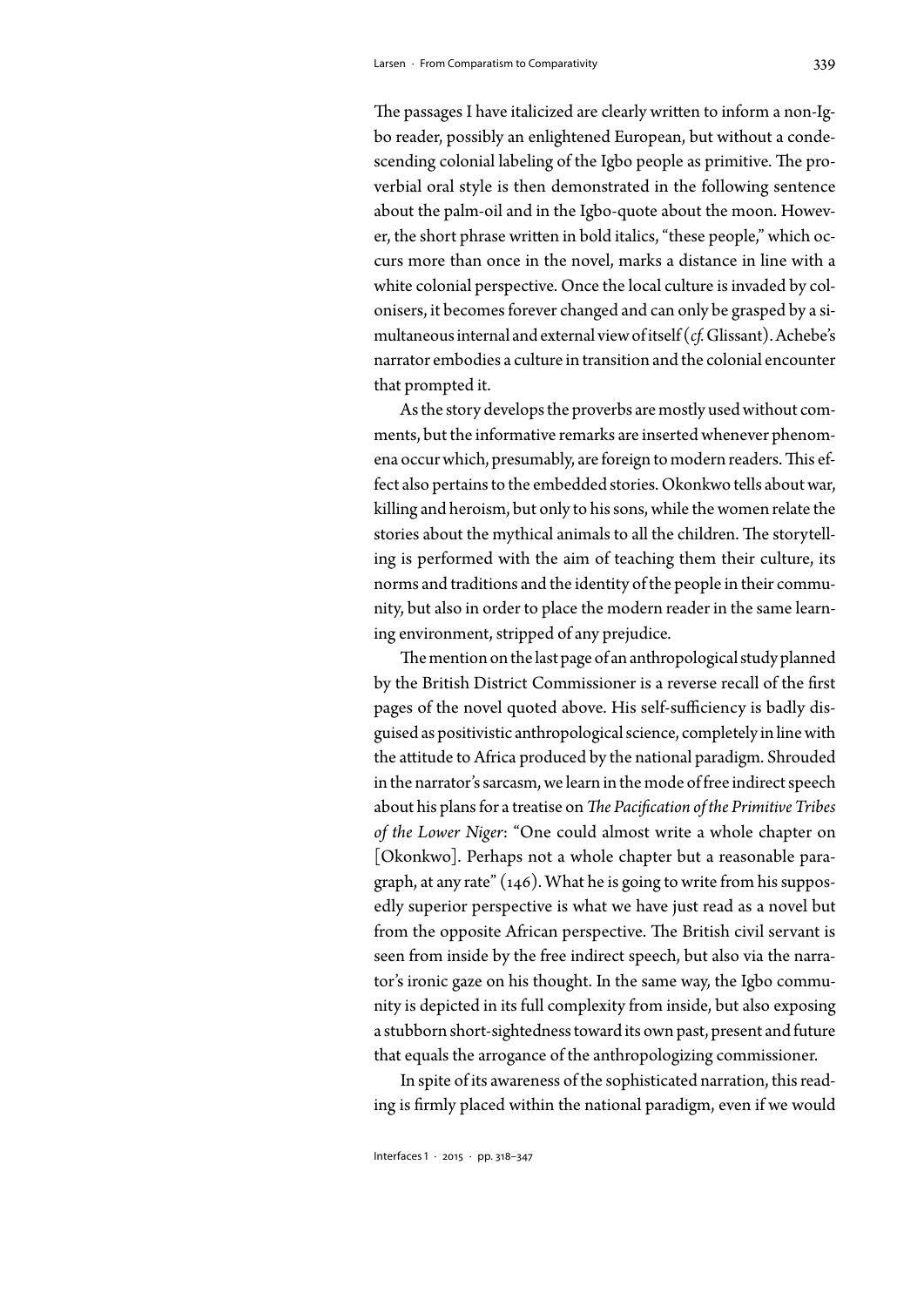The passages I have italicized are clearly written to inform a non-Igbo reader, possibly an enlightened European, but without a condescending colonial labeling of the Igbo people as primitive. The proverbial oral style is then demonstrated in the following sentence about the palm-oil and in the Igbo-quote about the moon. However, the short phrase written in bold italics, "these people," which occurs more than once in the novel, marks a distance in line with a white colonial perspective. Once the local culture is invaded by colonisers, it becomes forever changed and can only be grasped by a simultaneous internal and external view of itself (*cf.* Glissant). Achebe's narrator embodies a culture in transition and the colonial encounter that prompted it.

As the story develops the proverbs are mostly used without comments, but the informative remarks are inserted whenever phenomena occur which, presumably, are foreign to modern readers. This effect also pertains to the embedded stories. Okonkwo tells about war, killing and heroism, but only to his sons, while the women relate the stories about the mythical animals to all the children. The storytelling is performed with the aim of teaching them their culture, its norms and traditions and the identity of the people in their community, but also in order to place the modern reader in the same learning environment, stripped of any prejudice.

The mention on the last page of an anthropological study planned by the British District Commissioner is a reverse recall of the first pages of the novel quoted above. His self-sufficiency is badly disguised as positivistic anthropological science, completely in line with the attitude to Africa produced by the national paradigm. Shrouded in the narrator's sarcasm, we learn in the mode of free indirect speech about his plans for a treatise on *The Pacification of the Primitive Tribes of the Lower Niger*: "One could almost write a whole chapter on [Okonkwo]. Perhaps not a whole chapter but a reasonable paragraph, at any rate" (146). What he is going to write from his supposedly superior perspective is what we have just read as a novel but from the opposite African perspective. The British civil servant is seen from inside by the free indirect speech, but also via the narrator's ironic gaze on his thought. In the same way, the Igbo community is depicted in its full complexity from inside, but also exposing a stubborn short-sightedness toward its own past, present and future that equals the arrogance of the anthropologizing commissioner.

In spite of its awareness of the sophisticated narration, this reading is firmly placed within the national paradigm, even if we would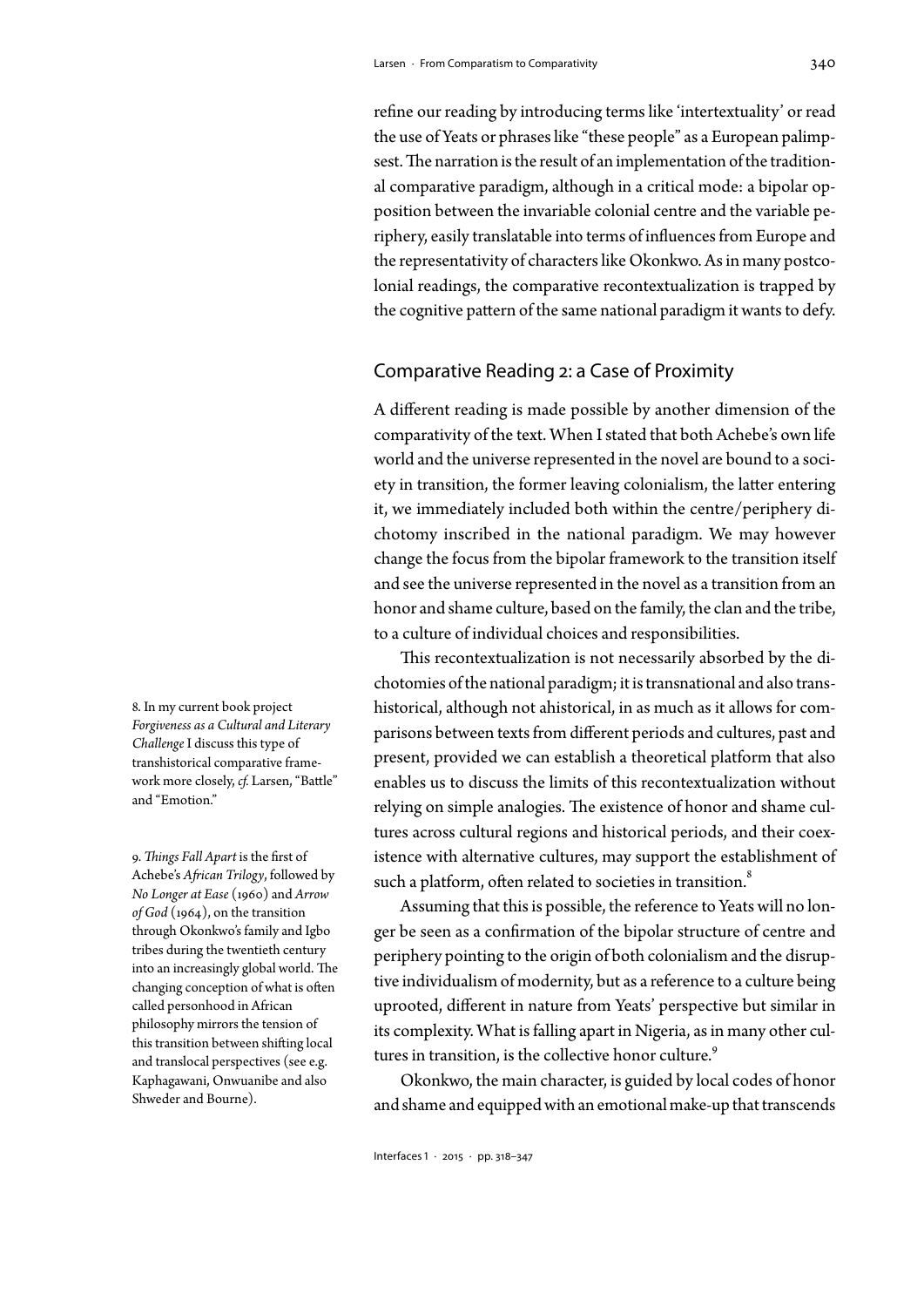refine our reading by introducing terms like 'intertextuality' or read the use of Yeats or phrases like "these people" as a European palimpsest. The narration is the result of an implementation of the traditional comparative paradigm, although in a critical mode: a bipolar opposition between the invariable colonial centre and the variable periphery, easily translatable into terms of influences from Europe and the representativity of characters like Okonkwo. As in many postcolonial readings, the comparative recontextualization is trapped by the cognitive pattern of the same national paradigm it wants to defy.

## Comparative Reading 2: a Case of Proximity

A different reading is made possible by another dimension of the comparativity of the text. When I stated that both Achebe's own life world and the universe represented in the novel are bound to a society in transition, the former leaving colonialism, the latter entering it, we immediately included both within the centre/periphery dichotomy inscribed in the national paradigm. We may however change the focus from the bipolar framework to the transition itself and see the universe represented in the novel as a transition from an honor and shame culture, based on the family, the clan and the tribe, to a culture of individual choices and responsibilities.

This recontextualization is not necessarily absorbed by the dichotomies of the national paradigm; it is transnational and also transhistorical, although not ahistorical, in as much as it allows for comparisons between texts from different periods and cultures, past and present, provided we can establish a theoretical platform that also enables us to discuss the limits of this recontextualization without relying on simple analogies. The existence of honor and shame cultures across cultural regions and historical periods, and their coexistence with alternative cultures, may support the establishment of such a platform, often related to societies in transition.[8]

Assuming that this is possible, the reference to Yeats will no longer be seen as a confirmation of the bipolar structure of centre and periphery pointing to the origin of both colonialism and the disruptive individualism of modernity, but as a reference to a culture being uprooted, different in nature from Yeats' perspective but similar in its complexity. What is falling apart in Nigeria, as in many other cultures in transition, is the collective honor culture.[9]

Okonkwo, the main character, is guided by local codes of honor and shame and equipped with an emotional make-up that transcends

8. In my current book project *Forgiveness as a Cultural and Literary Challenge* I discuss this type of transhistorical comparative framework more closely, *cf.* Larsen, "Battle" and "Emotion."

9. *Things Fall Apart* is the first of Achebe's *African Trilogy*, followed by *No Longer at Ease* (1960) and *Arrow of God* (1964), on the transition through Okonkwo's family and Igbo tribes during the twentieth century into an increasingly global world. The changing conception of what is often called personhood in African philosophy mirrors the tension of this transition between shifting local and translocal perspectives (see e.g. Kaphagawani, Onwuanibe and also Shweder and Bourne).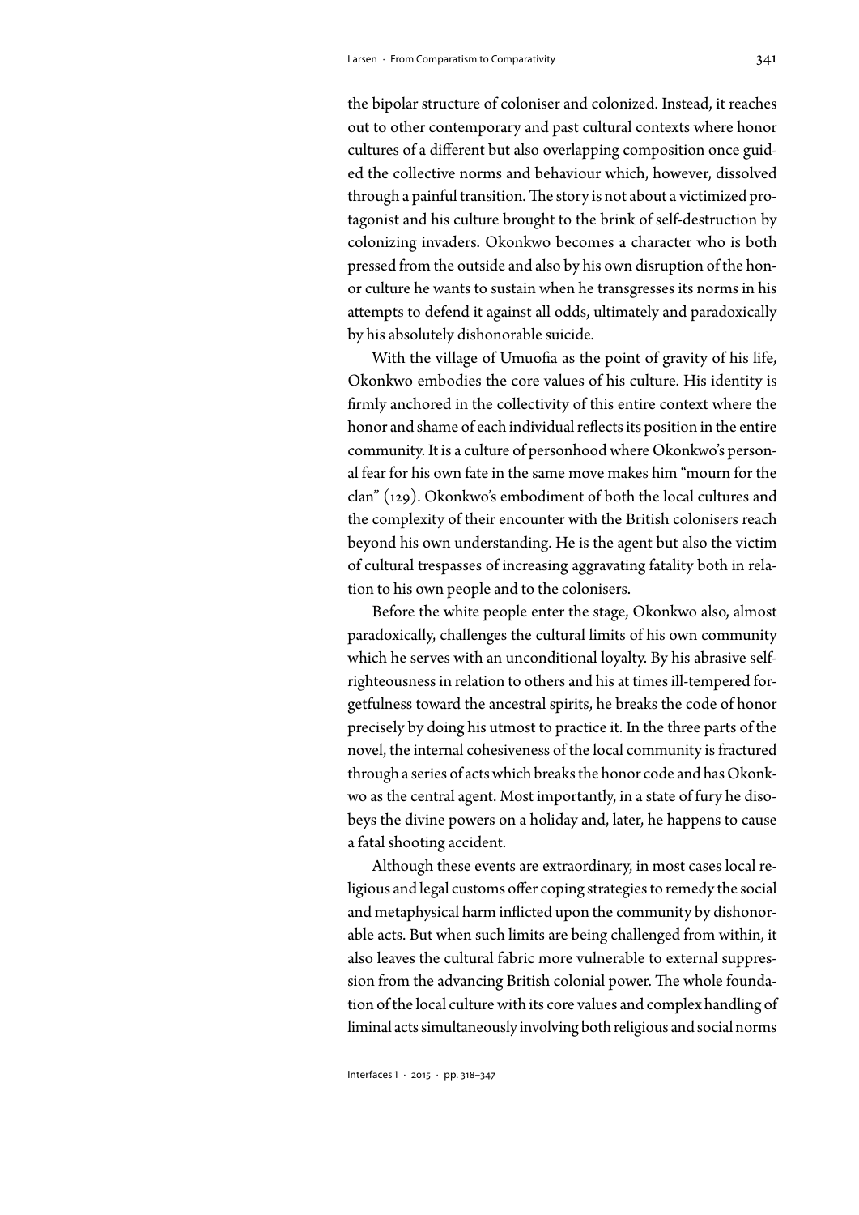the bipolar structure of coloniser and colonized. Instead, it reaches out to other contemporary and past cultural contexts where honor cultures of a different but also overlapping composition once guided the collective norms and behaviour which, however, dissolved through a painful transition. The story is not about a victimized protagonist and his culture brought to the brink of self-destruction by colonizing invaders. Okonkwo becomes a character who is both pressed from the outside and also by his own disruption of the honor culture he wants to sustain when he transgresses its norms in his attempts to defend it against all odds, ultimately and paradoxically by his absolutely dishonorable suicide.

With the village of Umuofia as the point of gravity of his life, Okonkwo embodies the core values of his culture. His identity is firmly anchored in the collectivity of this entire context where the honor and shame of each individual reflects its position in the entire community. It is a culture of personhood where Okonkwo's personal fear for his own fate in the same move makes him "mourn for the clan" (129). Okonkwo's embodiment of both the local cultures and the complexity of their encounter with the British colonisers reach beyond his own understanding. He is the agent but also the victim of cultural trespasses of increasing aggravating fatality both in relation to his own people and to the colonisers.

Before the white people enter the stage, Okonkwo also, almost paradoxically, challenges the cultural limits of his own community which he serves with an unconditional loyalty. By his abrasive self-righteousness in relation to others and his at times ill-tempered forgetfulness toward the ancestral spirits, he breaks the code of honor precisely by doing his utmost to practice it. In the three parts of the novel, the internal cohesiveness of the local community is fractured through a series of acts which breaks the honor code and has Okonkwo as the central agent. Most importantly, in a state of fury he disobeys the divine powers on a holiday and, later, he happens to cause a fatal shooting accident.

Although these events are extraordinary, in most cases local religious and legal customs offer coping strategies to remedy the social and metaphysical harm inflicted upon the community by dishonorable acts. But when such limits are being challenged from within, it also leaves the cultural fabric more vulnerable to external suppression from the advancing British colonial power. The whole foundation of the local culture with its core values and complex handling of liminal acts simultaneously involving both religious and social norms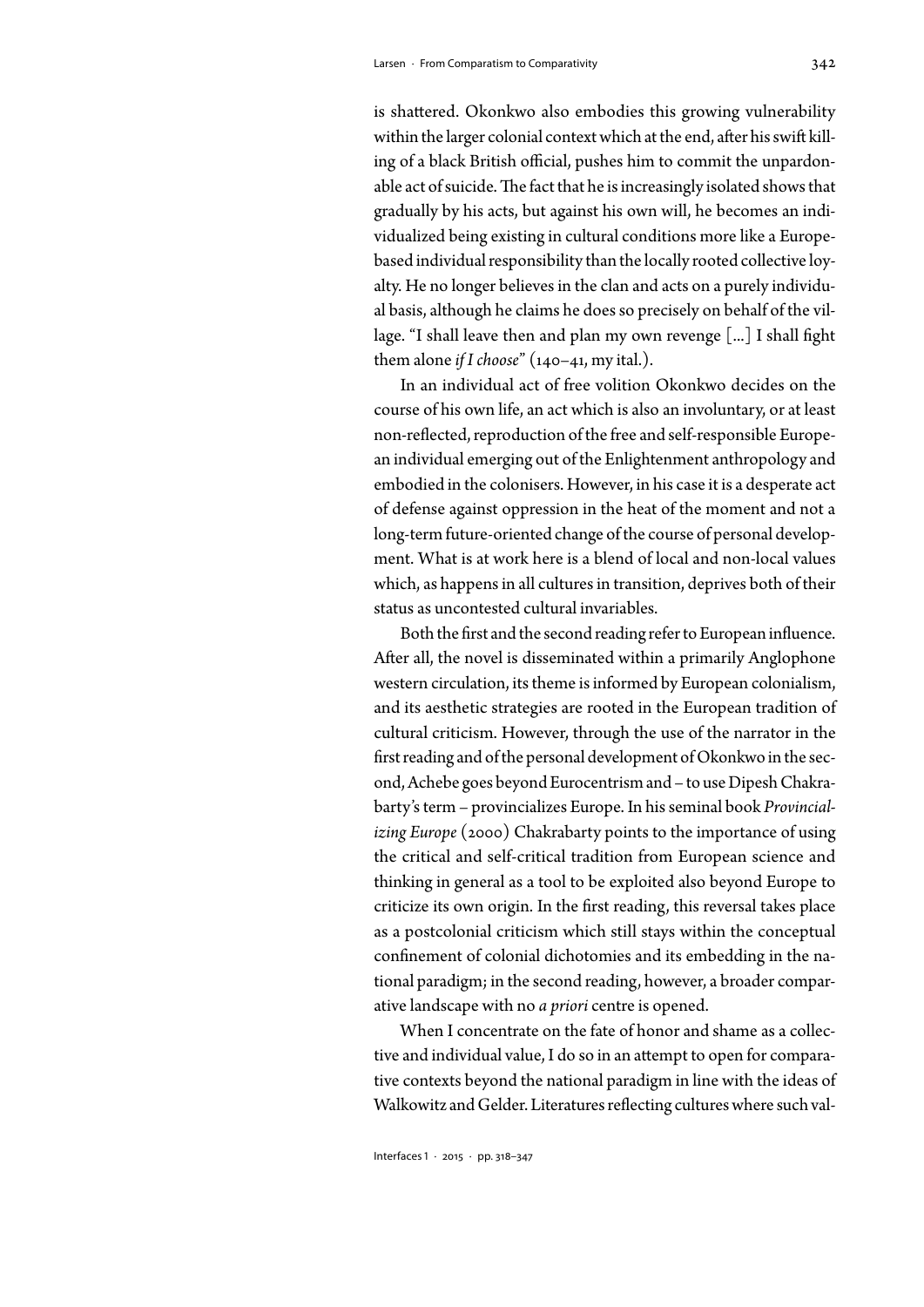is shattered. Okonkwo also embodies this growing vulnerability within the larger colonial context which at the end, after his swift killing of a black British official, pushes him to commit the unpardonable act of suicide. The fact that he is increasingly isolated shows that gradually by his acts, but against his own will, he becomes an individualized being existing in cultural conditions more like a Europe-based individual responsibility than the locally rooted collective loyalty. He no longer believes in the clan and acts on a purely individual basis, although he claims he does so precisely on behalf of the village. "I shall leave then and plan my own revenge [...] I shall fight them alone *if I choose*" (140–41, my ital.).

In an individual act of free volition Okonkwo decides on the course of his own life, an act which is also an involuntary, or at least non-reflected, reproduction of the free and self-responsible European individual emerging out of the Enlightenment anthropology and embodied in the colonisers. However, in his case it is a desperate act of defense against oppression in the heat of the moment and not a long-term future-oriented change of the course of personal development. What is at work here is a blend of local and non-local values which, as happens in all cultures in transition, deprives both of their status as uncontested cultural invariables.

Both the first and the second reading refer to European influence. After all, the novel is disseminated within a primarily Anglophone western circulation, its theme is informed by European colonialism, and its aesthetic strategies are rooted in the European tradition of cultural criticism. However, through the use of the narrator in the first reading and of the personal development of Okonkwo in the second, Achebe goes beyond Eurocentrism and – to use Dipesh Chakrabarty's term – provincializes Europe. In his seminal book *Provincializing Europe* (2000) Chakrabarty points to the importance of using the critical and self-critical tradition from European science and thinking in general as a tool to be exploited also beyond Europe to criticize its own origin. In the first reading, this reversal takes place as a postcolonial criticism which still stays within the conceptual confinement of colonial dichotomies and its embedding in the national paradigm; in the second reading, however, a broader comparative landscape with no *a priori* centre is opened.

When I concentrate on the fate of honor and shame as a collective and individual value, I do so in an attempt to open for comparative contexts beyond the national paradigm in line with the ideas of Walkowitz and Gelder. Literatures reflecting cultures where such val-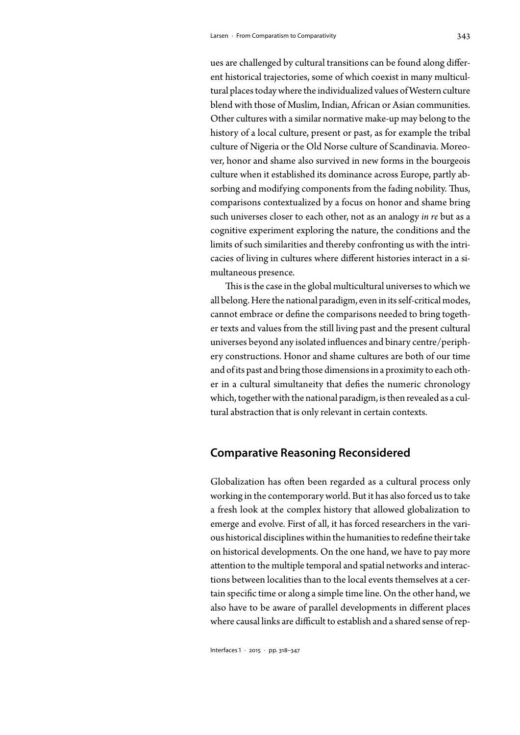ues are challenged by cultural transitions can be found along different historical trajectories, some of which coexist in many multicultural places today where the individualized values of Western culture blend with those of Muslim, Indian, African or Asian communities. Other cultures with a similar normative make-up may belong to the history of a local culture, present or past, as for example the tribal culture of Nigeria or the Old Norse culture of Scandinavia. Moreover, honor and shame also survived in new forms in the bourgeois culture when it established its dominance across Europe, partly absorbing and modifying components from the fading nobility. Thus, comparisons contextualized by a focus on honor and shame bring such universes closer to each other, not as an analogy *in re* but as a cognitive experiment exploring the nature, the conditions and the limits of such similarities and thereby confronting us with the intricacies of living in cultures where different histories interact in a simultaneous presence.

This is the case in the global multicultural universes to which we all belong. Here the national paradigm, even in its self-critical modes, cannot embrace or define the comparisons needed to bring together texts and values from the still living past and the present cultural universes beyond any isolated influences and binary centre/periphery constructions. Honor and shame cultures are both of our time and of its past and bring those dimensions in a proximity to each other in a cultural simultaneity that defies the numeric chronology which, together with the national paradigm, is then revealed as a cultural abstraction that is only relevant in certain contexts.

## Comparative Reasoning Reconsidered

Globalization has often been regarded as a cultural process only working in the contemporary world. But it has also forced us to take a fresh look at the complex history that allowed globalization to emerge and evolve. First of all, it has forced researchers in the various historical disciplines within the humanities to redefine their take on historical developments. On the one hand, we have to pay more attention to the multiple temporal and spatial networks and interactions between localities than to the local events themselves at a certain specific time or along a simple time line. On the other hand, we also have to be aware of parallel developments in different places where causal links are difficult to establish and a shared sense of rep-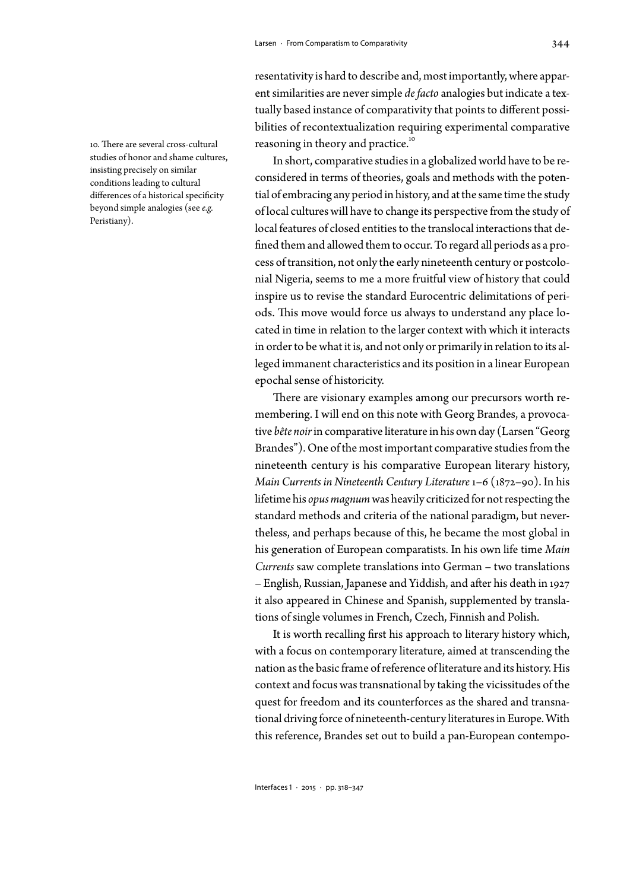resentativity is hard to describe and, most importantly, where apparent similarities are never simple *de facto* analogies but indicate a textually based instance of comparativity that points to different possibilities of recontextualization requiring experimental comparative reasoning in theory and practice.[10]

In short, comparative studies in a globalized world have to be reconsidered in terms of theories, goals and methods with the potential of embracing any period in history, and at the same time the study of local cultures will have to change its perspective from the study of local features of closed entities to the translocal interactions that defined them and allowed them to occur. To regard all periods as a process of transition, not only the early nineteenth century or postcolonial Nigeria, seems to me a more fruitful view of history that could inspire us to revise the standard Eurocentric delimitations of periods. This move would force us always to understand any place located in time in relation to the larger context with which it interacts in order to be what it is, and not only or primarily in relation to its alleged immanent characteristics and its position in a linear European epochal sense of historicity.

There are visionary examples among our precursors worth remembering. I will end on this note with Georg Brandes, a provocative *bête noir* in comparative literature in his own day (Larsen "Georg Brandes"). One of the most important comparative studies from the nineteenth century is his comparative European literary history, *Main Currents in Nineteenth Century Literature* 1–6 (1872–90). In his lifetime his *opus magnum* was heavily criticized for not respecting the standard methods and criteria of the national paradigm, but nevertheless, and perhaps because of this, he became the most global in his generation of European comparatists. In his own life time *Main Currents* saw complete translations into German – two translations – English, Russian, Japanese and Yiddish, and after his death in 1927 it also appeared in Chinese and Spanish, supplemented by translations of single volumes in French, Czech, Finnish and Polish.

It is worth recalling first his approach to literary history which, with a focus on contemporary literature, aimed at transcending the nation as the basic frame of reference of literature and its history. His context and focus was transnational by taking the vicissitudes of the quest for freedom and its counterforces as the shared and transnational driving force of nineteenth-century literatures in Europe. With this reference, Brandes set out to build a pan-European contempo-

10. There are several cross-cultural studies of honor and shame cultures, insisting precisely on similar conditions leading to cultural differences of a historical specificity beyond simple analogies (see *e.g.* Peristiany).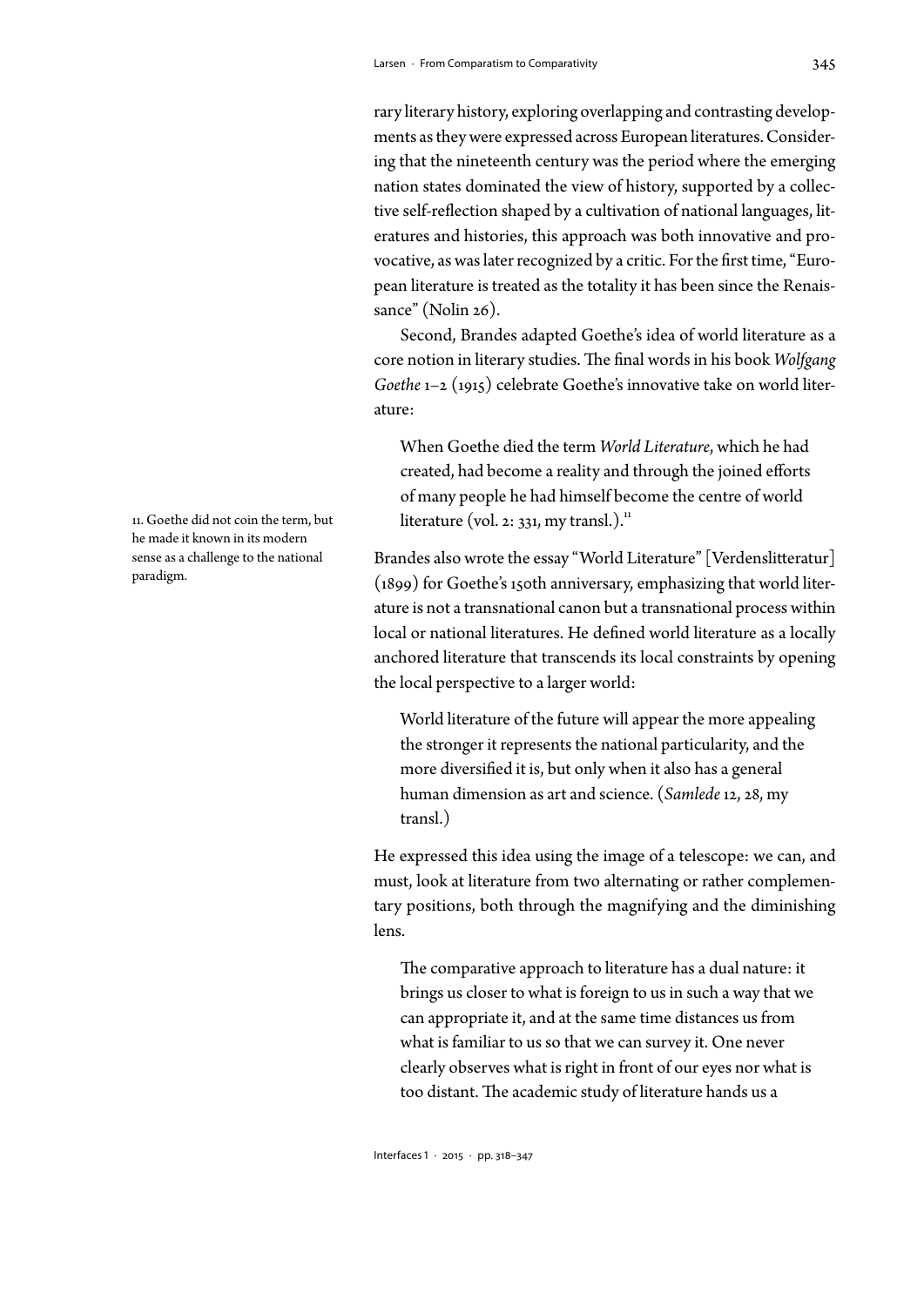rary literary history, exploring overlapping and contrasting developments as they were expressed across European literatures. Considering that the nineteenth century was the period where the emerging nation states dominated the view of history, supported by a collective self-reflection shaped by a cultivation of national languages, literatures and histories, this approach was both innovative and provocative, as was later recognized by a critic. For the first time, "European literature is treated as the totality it has been since the Renaissance" (Nolin 26).

Second, Brandes adapted Goethe's idea of world literature as a core notion in literary studies. The final words in his book *Wolfgang Goethe* 1–2 (1915) celebrate Goethe's innovative take on world literature:

> When Goethe died the term *World Literature*, which he had created, had become a reality and through the joined efforts of many people he had himself become the centre of world literature (vol. 2: 331, my transl.).[11]

Brandes also wrote the essay "World Literature" [Verdenslitteratur] (1899) for Goethe's 150th anniversary, emphasizing that world literature is not a transnational canon but a transnational process within local or national literatures. He defined world literature as a locally anchored literature that transcends its local constraints by opening the local perspective to a larger world:

> World literature of the future will appear the more appealing the stronger it represents the national particularity, and the more diversified it is, but only when it also has a general human dimension as art and science. (*Samlede* 12, 28, my transl.)

He expressed this idea using the image of a telescope: we can, and must, look at literature from two alternating or rather complementary positions, both through the magnifying and the diminishing lens.

> The comparative approach to literature has a dual nature: it brings us closer to what is foreign to us in such a way that we can appropriate it, and at the same time distances us from what is familiar to us so that we can survey it. One never clearly observes what is right in front of our eyes nor what is too distant. The academic study of literature hands us a

11. Goethe did not coin the term, but he made it known in its modern sense as a challenge to the national paradigm.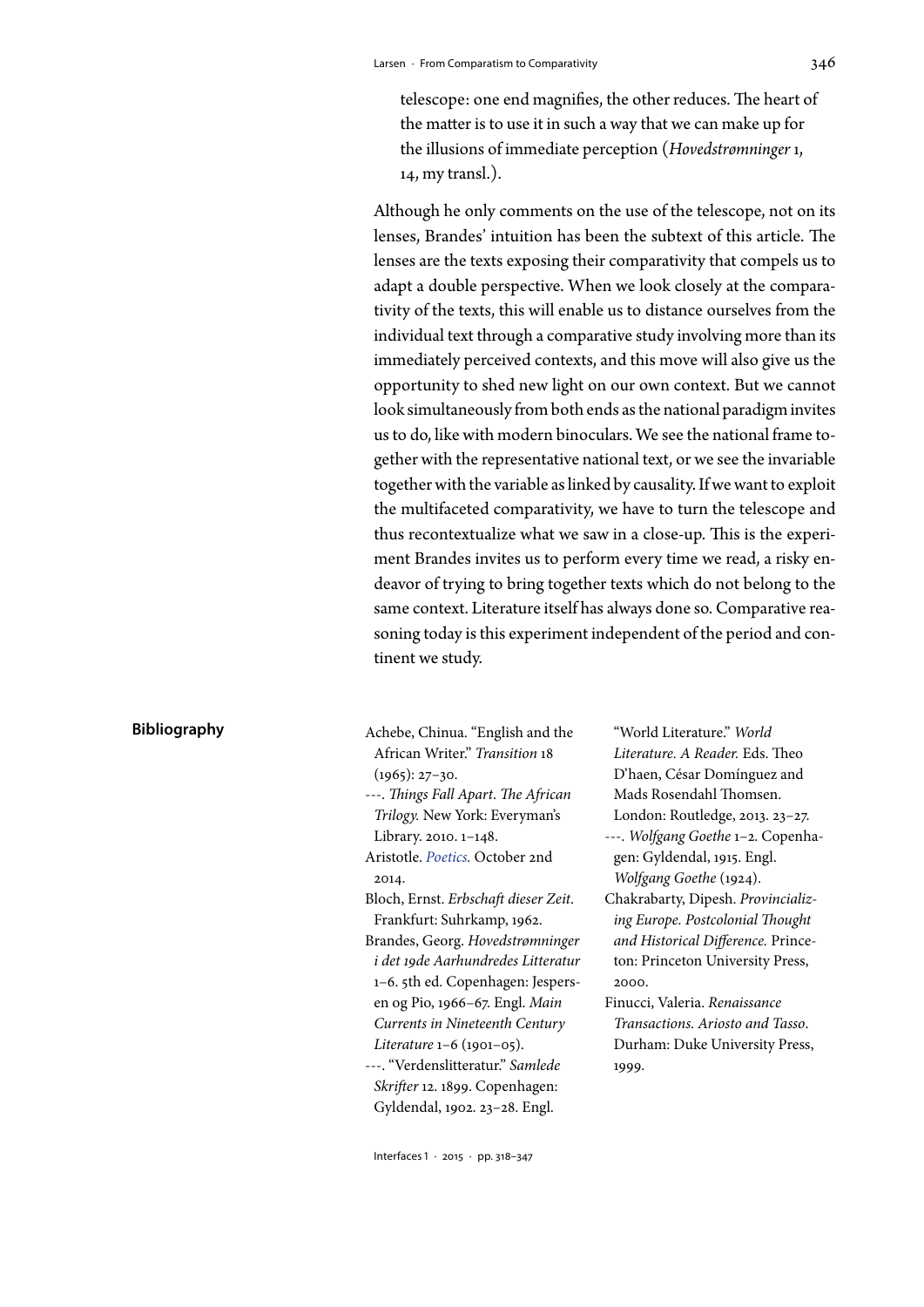telescope: one end magnifies, the other reduces. The heart of the matter is to use it in such a way that we can make up for the illusions of immediate perception (*Hovedstrømninger* 1, 14, my transl.).

Although he only comments on the use of the telescope, not on its lenses, Brandes' intuition has been the subtext of this article. The lenses are the texts exposing their comparativity that compels us to adapt a double perspective. When we look closely at the comparativity of the texts, this will enable us to distance ourselves from the individual text through a comparative study involving more than its immediately perceived contexts, and this move will also give us the opportunity to shed new light on our own context. But we cannot look simultaneously from both ends as the national paradigm invites us to do, like with modern binoculars. We see the national frame together with the representative national text, or we see the invariable together with the variable as linked by causality. If we want to exploit the multifaceted comparativity, we have to turn the telescope and thus recontextualize what we saw in a close-up. This is the experiment Brandes invites us to perform every time we read, a risky endeavor of trying to bring together texts which do not belong to the same context. Literature itself has always done so. Comparative reasoning today is this experiment independent of the period and continent we study.

## Bibliography

Achebe, Chinua. "English and the African Writer." *Transition* 18 (1965): 27–30.

---. *Things Fall Apart*. *The African Trilogy.* New York: Everyman's Library. 2010. 1–148.

Aristotle. *Poetics.* October 2nd 2014.

Bloch, Ernst. *Erbschaft dieser Zeit*. Frankfurt: Suhrkamp, 1962.

Brandes, Georg. *Hovedstrømninger i det 19de Aarhundredes Litteratur* 1–6. 5th ed. Copenhagen: Jespersen og Pio, 1966–67. Engl. *Main Currents in Nineteenth Century Literature* 1–6 (1901–05).

---. "Verdenslitteratur." *Samlede Skrifter* 12. 1899. Copenhagen: Gyldendal, 1902. 23–28. Engl. "World Literature." *World Literature. A Reader.* Eds. Theo D'haen, César Domínguez and Mads Rosendahl Thomsen. London: Routledge, 2013. 23–27.

---. *Wolfgang Goethe* 1–2. Copenhagen: Gyldendal, 1915. Engl. *Wolfgang Goethe* (1924).

Chakrabarty, Dipesh. *Provincializing Europe. Postcolonial Thought and Historical Difference.* Princeton: Princeton University Press, 2000.

Finucci, Valeria. *Renaissance Transactions. Ariosto and Tasso*. Durham: Duke University Press, 1999.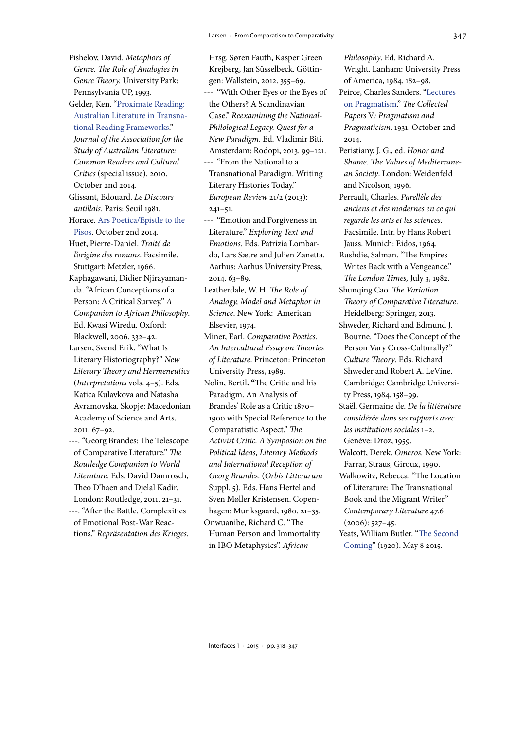Fishelov, David. *Metaphors of Genre. The Role of Analogies in Genre Theory.* University Park: Pennsylvania UP, 1993.

Gelder, Ken. "Proximate Reading: Australian Literature in Transnational Reading Frameworks." *Journal of the Association for the Study of Australian Literature: Common Readers and Cultural Critics* (special issue). 2010. October 2nd 2014.

Glissant, Edouard. *Le Discours antillais*. Paris: Seuil 1981.

Horace. Ars Poetica/Epistle to the Pisos. October 2nd 2014.

Huet, Pierre-Daniel. *Traité de l'origine des romans*. Facsimile. Stuttgart: Metzler, 1966.

Kaphagawani, Didier Njirayamanda. "African Conceptions of a Person: A Critical Survey." *A Companion to African Philosophy*. Ed. Kwasi Wiredu. Oxford: Blackwell, 2006. 332–42.

Larsen, Svend Erik. "What Is Literary Historiography?" *New Literary Theory and Hermeneutics* (*Interpretations* vols. 4–5). Eds. Katica Kulavkova and Natasha Avramovska. Skopje: Macedonian Academy of Science and Arts, 2011. 67–92.

---. "Georg Brandes: The Telescope of Comparative Literature." *The Routledge Companion to World Literature*. Eds. David Damrosch, Theo D'haen and Djelal Kadir. London: Routledge, 2011. 21–31.

---. "After the Battle. Complexities of Emotional Post-War Reactions." *Repräsentation des Krieges.* Hrsg. Søren Fauth, Kasper Green Krejberg, Jan Süsselbeck. Göttingen: Wallstein, 2012. 355–69.

---. "With Other Eyes or the Eyes of the Others? A Scandinavian Case." *Reexamining the National-Philological Legacy. Quest for a New Paradigm*. Ed. Vladimir Biti. Amsterdam: Rodopi, 2013. 99–121.

---. "From the National to a Transnational Paradigm. Writing Literary Histories Today." *European Review* 21/2 (2013): 241–51.

---. "Emotion and Forgiveness in Literature." *Exploring Text and Emotions*. Eds. Patrizia Lombardo, Lars Sætre and Julien Zanetta. Aarhus: Aarhus University Press, 2014. 63–89.

Leatherdale, W. H. *The Role of Analogy, Model and Metaphor in Science*. New York: American Elsevier, 1974.

Miner, Earl. *Comparative Poetics. An Intercultural Essay on Theories of Literature*. Princeton: Princeton University Press, 1989.

Nolin, Bertil. **"**The Critic and his Paradigm. An Analysis of Brandes' Role as a Critic 1870–1900 with Special Reference to the Comparatistic Aspect." *The Activist Critic. A Symposion on the Political Ideas, Literary Methods and International Reception of Georg Brandes*. (*Orbis Litterarum* Suppl. 5). Eds. Hans Hertel and Sven Møller Kristensen. Copenhagen: Munksgaard, 1980. 21–35.

Onwuanibe, Richard C. "The Human Person and Immortality in IBO Metaphysics". *African Philosophy*. Ed. Richard A. Wright. Lanham: University Press of America, 1984. 182–98.

Peirce, Charles Sanders. "Lectures on Pragmatism." *The Collected Papers* V*: Pragmatism and Pragmaticism*. 1931. October 2nd 2014.

Peristiany, J. G., ed. *Honor and Shame. The Values of Mediterranean Society*. London: Weidenfeld and Nicolson, 1996.

Perrault, Charles. *Parellèle des anciens et des modernes en ce qui regarde les arts et les sciences.* Facsimile. Intr. by Hans Robert Jauss. Munich: Eidos, 1964.

Rushdie, Salman. "The Empires Writes Back with a Vengeance." *The London Times,* July 3, 1982.

Shunqing Cao. *The Variation Theory of Comparative Literature.* Heidelberg: Springer, 2013.

Shweder, Richard and Edmund J. Bourne. "Does the Concept of the Person Vary Cross-Culturally?" *Culture Theory*. Eds. Richard Shweder and Robert A. LeVine. Cambridge: Cambridge University Press, 1984. 158–99.

Staël, Germaine de. *De la littérature considérée dans ses rapports avec les institutions sociales* 1–2. Genève: Droz, 1959.

Walcott, Derek. *Omeros.* New York: Farrar, Straus, Giroux, 1990.

Walkowitz, Rebecca. "The Location of Literature: The Transnational Book and the Migrant Writer." *Contemporary Literature* 47.6 (2006): 527–45.

Yeats, William Butler. "The Second Coming" (1920). May 8 2015.